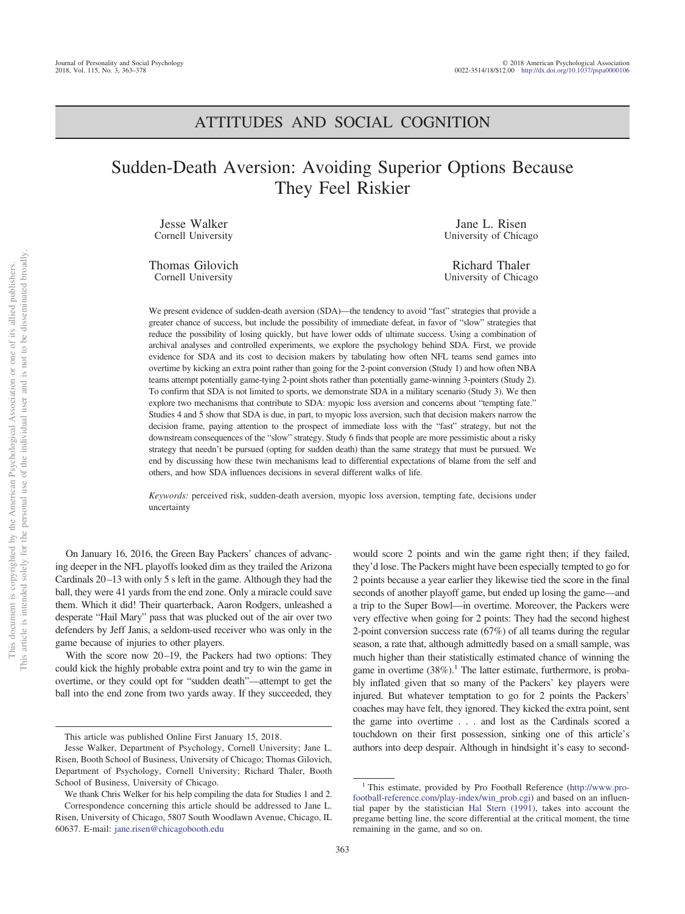# ATTITUDES AND SOCIAL COGNITION

# Sudden-Death Aversion: Avoiding Superior Options Because They Feel Riskier

Jesse Walker
Cornell University

Jane L. Risen
University of Chicago

Thomas Gilovich
Cornell University

Richard Thaler
University of Chicago

We present evidence of sudden-death aversion (SDA)—the tendency to avoid "fast" strategies that provide a greater chance of success, but include the possibility of immediate defeat, in favor of "slow" strategies that reduce the possibility of losing quickly, but have lower odds of ultimate success. Using a combination of archival analyses and controlled experiments, we explore the psychology behind SDA. First, we provide evidence for SDA and its cost to decision makers by tabulating how often NFL teams send games into overtime by kicking an extra point rather than going for the 2-point conversion (Study 1) and how often NBA teams attempt potentially game-tying 2-point shots rather than potentially game-winning 3-pointers (Study 2). To confirm that SDA is not limited to sports, we demonstrate SDA in a military scenario (Study 3). We then explore two mechanisms that contribute to SDA: myopic loss aversion and concerns about "tempting fate." Studies 4 and 5 show that SDA is due, in part, to myopic loss aversion, such that decision makers narrow the decision frame, paying attention to the prospect of immediate loss with the "fast" strategy, but not the downstream consequences of the "slow" strategy. Study 6 finds that people are more pessimistic about a risky strategy that needn't be pursued (opting for sudden death) than the same strategy that must be pursued. We end by discussing how these twin mechanisms lead to differential expectations of blame from the self and others, and how SDA influences decisions in several different walks of life.

*Keywords:* perceived risk, sudden-death aversion, myopic loss aversion, tempting fate, decisions under uncertainty

On January 16, 2016, the Green Bay Packers' chances of advancing deeper in the NFL playoffs looked dim as they trailed the Arizona Cardinals 20–13 with only 5 s left in the game. Although they had the ball, they were 41 yards from the end zone. Only a miracle could save them. Which it did! Their quarterback, Aaron Rodgers, unleashed a desperate "Hail Mary" pass that was plucked out of the air over two defenders by Jeff Janis, a seldom-used receiver who was only in the game because of injuries to other players.

With the score now 20–19, the Packers had two options: They could kick the highly probable extra point and try to win the game in overtime, or they could opt for "sudden death"—attempt to get the ball into the end zone from two yards away. If they succeeded, they would score 2 points and win the game right then; if they failed, they'd lose. The Packers might have been especially tempted to go for 2 points because a year earlier they likewise tied the score in the final seconds of another playoff game, but ended up losing the game—and a trip to the Super Bowl—in overtime. Moreover, the Packers were very effective when going for 2 points: They had the second highest 2-point conversion success rate (67%) of all teams during the regular season, a rate that, although admittedly based on a small sample, was much higher than their statistically estimated chance of winning the game in overtime (38%).[1] The latter estimate, furthermore, is probably inflated given that so many of the Packers' key players were injured. But whatever temptation to go for 2 points the Packers' coaches may have felt, they ignored. They kicked the extra point, sent the game into overtime . . . and lost as the Cardinals scored a touchdown on their first possession, sinking one of this article's authors into deep despair. Although in hindsight it's easy to second-

This article was published Online First January 15, 2018.

Jesse Walker, Department of Psychology, Cornell University; Jane L. Risen, Booth School of Business, University of Chicago; Thomas Gilovich, Department of Psychology, Cornell University; Richard Thaler, Booth School of Business, University of Chicago.

We thank Chris Welker for his help compiling the data for Studies 1 and 2.

Correspondence concerning this article should be addressed to Jane L. Risen, University of Chicago, 5807 South Woodlawn Avenue, Chicago, IL 60637. E-mail: jane.risen@chicagobooth.edu

[1] This estimate, provided by Pro Football Reference (http://www.pro-football-reference.com/play-index/win_prob.cgi) and based on an influential paper by the statistician Hal Stern (1991), takes into account the pregame betting line, the score differential at the critical moment, the time remaining in the game, and so on.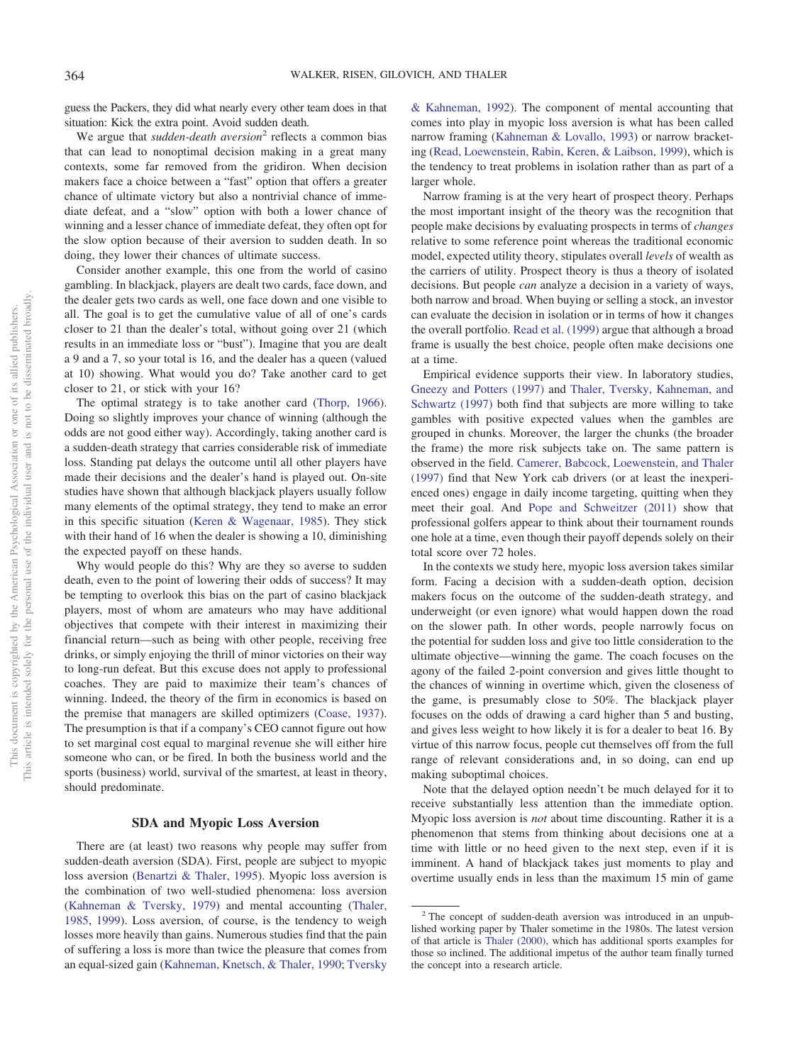guess the Packers, they did what nearly every other team does in that situation: Kick the extra point. Avoid sudden death.

We argue that *sudden-death aversion*[2] reflects a common bias that can lead to nonoptimal decision making in a great many contexts, some far removed from the gridiron. When decision makers face a choice between a "fast" option that offers a greater chance of ultimate victory but also a nontrivial chance of immediate defeat, and a "slow" option with both a lower chance of winning and a lesser chance of immediate defeat, they often opt for the slow option because of their aversion to sudden death. In so doing, they lower their chances of ultimate success.

Consider another example, this one from the world of casino gambling. In blackjack, players are dealt two cards, face down, and the dealer gets two cards as well, one face down and one visible to all. The goal is to get the cumulative value of all of one's cards closer to 21 than the dealer's total, without going over 21 (which results in an immediate loss or "bust"). Imagine that you are dealt a 9 and a 7, so your total is 16, and the dealer has a queen (valued at 10) showing. What would you do? Take another card to get closer to 21, or stick with your 16?

The optimal strategy is to take another card (Thorp, 1966). Doing so slightly improves your chance of winning (although the odds are not good either way). Accordingly, taking another card is a sudden-death strategy that carries considerable risk of immediate loss. Standing pat delays the outcome until all other players have made their decisions and the dealer's hand is played out. On-site studies have shown that although blackjack players usually follow many elements of the optimal strategy, they tend to make an error in this specific situation (Keren & Wagenaar, 1985). They stick with their hand of 16 when the dealer is showing a 10, diminishing the expected payoff on these hands.

Why would people do this? Why are they so averse to sudden death, even to the point of lowering their odds of success? It may be tempting to overlook this bias on the part of casino blackjack players, most of whom are amateurs who may have additional objectives that compete with their interest in maximizing their financial return—such as being with other people, receiving free drinks, or simply enjoying the thrill of minor victories on their way to long-run defeat. But this excuse does not apply to professional coaches. They are paid to maximize their team's chances of winning. Indeed, the theory of the firm in economics is based on the premise that managers are skilled optimizers (Coase, 1937). The presumption is that if a company's CEO cannot figure out how to set marginal cost equal to marginal revenue she will either hire someone who can, or be fired. In both the business world and the sports (business) world, survival of the smartest, at least in theory, should predominate.

## SDA and Myopic Loss Aversion

There are (at least) two reasons why people may suffer from sudden-death aversion (SDA). First, people are subject to myopic loss aversion (Benartzi & Thaler, 1995). Myopic loss aversion is the combination of two well-studied phenomena: loss aversion (Kahneman & Tversky, 1979) and mental accounting (Thaler, 1985, 1999). Loss aversion, of course, is the tendency to weigh losses more heavily than gains. Numerous studies find that the pain of suffering a loss is more than twice the pleasure that comes from an equal-sized gain (Kahneman, Knetsch, & Thaler, 1990; Tversky & Kahneman, 1992). The component of mental accounting that comes into play in myopic loss aversion is what has been called narrow framing (Kahneman & Lovallo, 1993) or narrow bracketing (Read, Loewenstein, Rabin, Keren, & Laibson, 1999), which is the tendency to treat problems in isolation rather than as part of a larger whole.

Narrow framing is at the very heart of prospect theory. Perhaps the most important insight of the theory was the recognition that people make decisions by evaluating prospects in terms of *changes* relative to some reference point whereas the traditional economic model, expected utility theory, stipulates overall *levels* of wealth as the carriers of utility. Prospect theory is thus a theory of isolated decisions. But people *can* analyze a decision in a variety of ways, both narrow and broad. When buying or selling a stock, an investor can evaluate the decision in isolation or in terms of how it changes the overall portfolio. Read et al. (1999) argue that although a broad frame is usually the best choice, people often make decisions one at a time.

Empirical evidence supports their view. In laboratory studies, Gneezy and Potters (1997) and Thaler, Tversky, Kahneman, and Schwartz (1997) both find that subjects are more willing to take gambles with positive expected values when the gambles are grouped in chunks. Moreover, the larger the chunks (the broader the frame) the more risk subjects take on. The same pattern is observed in the field. Camerer, Babcock, Loewenstein, and Thaler (1997) find that New York cab drivers (or at least the inexperienced ones) engage in daily income targeting, quitting when they meet their goal. And Pope and Schweitzer (2011) show that professional golfers appear to think about their tournament rounds one hole at a time, even though their payoff depends solely on their total score over 72 holes.

In the contexts we study here, myopic loss aversion takes similar form. Facing a decision with a sudden-death option, decision makers focus on the outcome of the sudden-death strategy, and underweight (or even ignore) what would happen down the road on the slower path. In other words, people narrowly focus on the potential for sudden loss and give too little consideration to the ultimate objective—winning the game. The coach focuses on the agony of the failed 2-point conversion and gives little thought to the chances of winning in overtime which, given the closeness of the game, is presumably close to 50%. The blackjack player focuses on the odds of drawing a card higher than 5 and busting, and gives less weight to how likely it is for a dealer to beat 16. By virtue of this narrow focus, people cut themselves off from the full range of relevant considerations and, in so doing, can end up making suboptimal choices.

Note that the delayed option needn't be much delayed for it to receive substantially less attention than the immediate option. Myopic loss aversion is *not* about time discounting. Rather it is a phenomenon that stems from thinking about decisions one at a time with little or no heed given to the next step, even if it is imminent. A hand of blackjack takes just moments to play and overtime usually ends in less than the maximum 15 min of game

[2] The concept of sudden-death aversion was introduced in an unpublished working paper by Thaler sometime in the 1980s. The latest version of that article is Thaler (2000), which has additional sports examples for those so inclined. The additional impetus of the author team finally turned the concept into a research article.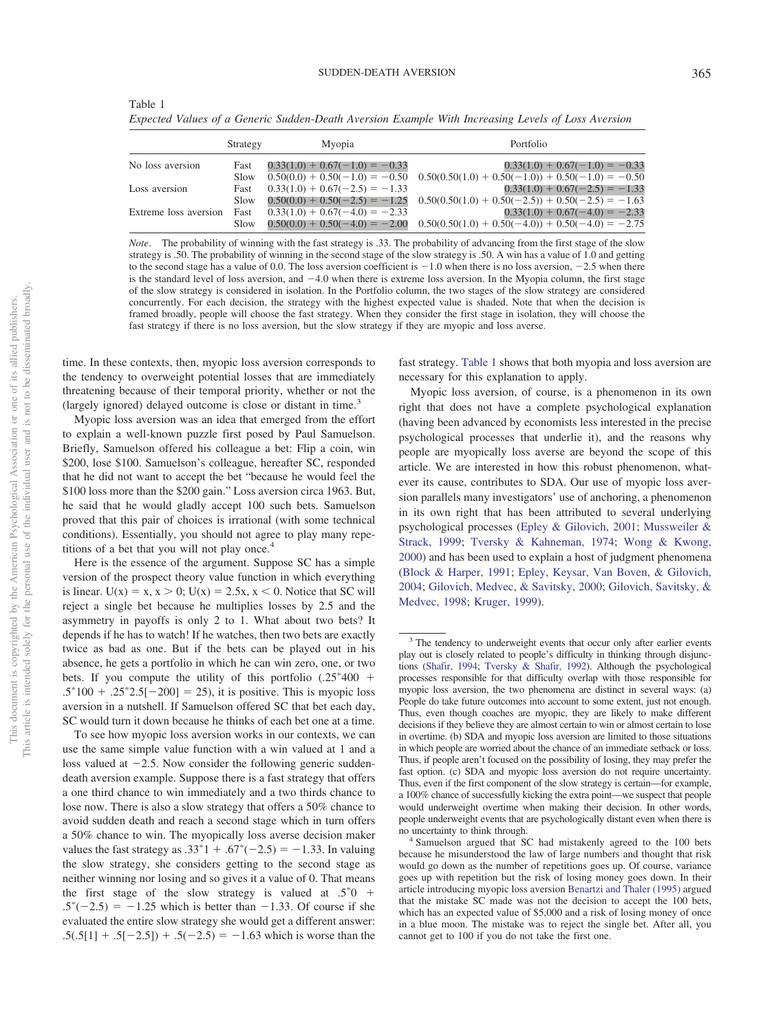Table 1
*Expected Values of a Generic Sudden-Death Aversion Example With Increasing Levels of Loss Aversion*

| | Strategy | Myopia | Portfolio |
|---|---|---|---|
| No loss aversion | Fast | 0.33(1.0) + 0.67(−1.0) = −0.33 | 0.33(1.0) + 0.67(−1.0) = −0.33 |
| | Slow | 0.50(0.0) + 0.50(−1.0) = −0.50 | 0.50(0.50(1.0) + 0.50(−1.0)) + 0.50(−1.0) = −0.50 |
| Loss aversion | Fast | 0.33(1.0) + 0.67(−2.5) = −1.33 | 0.33(1.0) + 0.67(−2.5) = −1.33 |
| | Slow | 0.50(0.0) + 0.50(−2.5) = −1.25 | 0.50(0.50(1.0) + 0.50(−2.5)) + 0.50(−2.5) = −1.63 |
| Extreme loss aversion | Fast | 0.33(1.0) + 0.67(−4.0) = −2.33 | 0.33(1.0) + 0.67(−4.0) = −2.33 |
| | Slow | 0.50(0.0) + 0.50(−4.0) = −2.00 | 0.50(0.50(1.0) + 0.50(−4.0)) + 0.50(−4.0) = −2.75 |

*Note*. The probability of winning with the fast strategy is .33. The probability of advancing from the first stage of the slow strategy is .50. The probability of winning in the second stage of the slow strategy is .50. A win has a value of 1.0 and getting to the second stage has a value of 0.0. The loss aversion coefficient is −1.0 when there is no loss aversion, −2.5 when there is the standard level of loss aversion, and −4.0 when there is extreme loss aversion. In the Myopia column, the first stage of the slow strategy is considered in isolation. In the Portfolio column, the two stages of the slow strategy are considered concurrently. For each decision, the strategy with the highest expected value is shaded. Note that when the decision is framed broadly, people will choose the fast strategy. When they consider the first stage in isolation, they will choose the fast strategy if there is no loss aversion, but the slow strategy if they are myopic and loss averse.

time. In these contexts, then, myopic loss aversion corresponds to the tendency to overweight potential losses that are immediately threatening because of their temporal priority, whether or not the (largely ignored) delayed outcome is close or distant in time.[3]

Myopic loss aversion was an idea that emerged from the effort to explain a well-known puzzle first posed by Paul Samuelson. Briefly, Samuelson offered his colleague a bet: Flip a coin, win \$200, lose \$100. Samuelson's colleague, hereafter SC, responded that he did not want to accept the bet "because he would feel the \$100 loss more than the \$200 gain." Loss aversion circa 1963. But, he said that he would gladly accept 100 such bets. Samuelson proved that this pair of choices is irrational (with some technical conditions). Essentially, you should not agree to play many repetitions of a bet that you will not play once.[4]

Here is the essence of the argument. Suppose SC has a simple version of the prospect theory value function in which everything is linear. $U(x) = x, x > 0; U(x) = 2.5x, x < 0$. Notice that SC will reject a single bet because he multiplies losses by 2.5 and the asymmetry in payoffs is only 2 to 1. What about two bets? It depends if he has to watch! If he watches, then two bets are exactly twice as bad as one. But if the bets can be played out in his absence, he gets a portfolio in which he can win zero, one, or two bets. If you compute the utility of this portfolio ($.25^*400 + .5^*100 + .25^*2.5[-200] = 25$), it is positive. This is myopic loss aversion in a nutshell. If Samuelson offered SC that bet each day, SC would turn it down because he thinks of each bet one at a time.

To see how myopic loss aversion works in our contexts, we can use the same simple value function with a win valued at 1 and a loss valued at −2.5. Now consider the following generic sudden-death aversion example. Suppose there is a fast strategy that offers a one third chance to win immediately and a two thirds chance to lose now. There is also a slow strategy that offers a 50% chance to avoid sudden death and reach a second stage which in turn offers a 50% chance to win. The myopically loss averse decision maker values the fast strategy as $.33^*1 + .67^*(-2.5) = -1.33$. In valuing the slow strategy, she considers getting to the second stage as neither winning nor losing and so gives it a value of 0. That means the first stage of the slow strategy is valued at $.5^*0 + .5^*(-2.5) = -1.25$ which is better than −1.33. Of course if she evaluated the entire slow strategy she would get a different answer: $.5(.5[1] + .5[-2.5]) + .5(-2.5) = -1.63$ which is worse than the fast strategy. Table 1 shows that both myopia and loss aversion are necessary for this explanation to apply.

Myopic loss aversion, of course, is a phenomenon in its own right that does not have a complete psychological explanation (having been advanced by economists less interested in the precise psychological processes that underlie it), and the reasons why people are myopically loss averse are beyond the scope of this article. We are interested in how this robust phenomenon, whatever its cause, contributes to SDA. Our use of myopic loss aversion parallels many investigators' use of anchoring, a phenomenon in its own right that has been attributed to several underlying psychological processes (Epley & Gilovich, 2001; Mussweiler & Strack, 1999; Tversky & Kahneman, 1974; Wong & Kwong, 2000) and has been used to explain a host of judgment phenomena (Block & Harper, 1991; Epley, Keysar, Van Boven, & Gilovich, 2004; Gilovich, Medvec, & Savitsky, 2000; Gilovich, Savitsky, & Medvec, 1998; Kruger, 1999).

[3] The tendency to underweight events that occur only after earlier events play out is closely related to people's difficulty in thinking through disjunctions (Shafir, 1994; Tversky & Shafir, 1992). Although the psychological processes responsible for that difficulty overlap with those responsible for myopic loss aversion, the two phenomena are distinct in several ways: (a) People do take future outcomes into account to some extent, just not enough. Thus, even though coaches are myopic, they are likely to make different decisions if they believe they are almost certain to win or almost certain to lose in overtime. (b) SDA and myopic loss aversion are limited to those situations in which people are worried about the chance of an immediate setback or loss. Thus, if people aren't focused on the possibility of losing, they may prefer the fast option. (c) SDA and myopic loss aversion do not require uncertainty. Thus, even if the first component of the slow strategy is certain—for example, a 100% chance of successfully kicking the extra point—we suspect that people would underweight overtime when making their decision. In other words, people underweight events that are psychologically distant even when there is no uncertainty to think through.

[4] Samuelson argued that SC had mistakenly agreed to the 100 bets because he misunderstood the law of large numbers and thought that risk would go down as the number of repetitions goes up. Of course, variance goes up with repetition but the risk of losing money goes down. In their article introducing myopic loss aversion Benartzi and Thaler (1995) argued that the mistake SC made was not the decision to accept the 100 bets, which has an expected value of \$5,000 and a risk of losing money of once in a blue moon. The mistake was to reject the single bet. After all, you cannot get to 100 if you do not take the first one.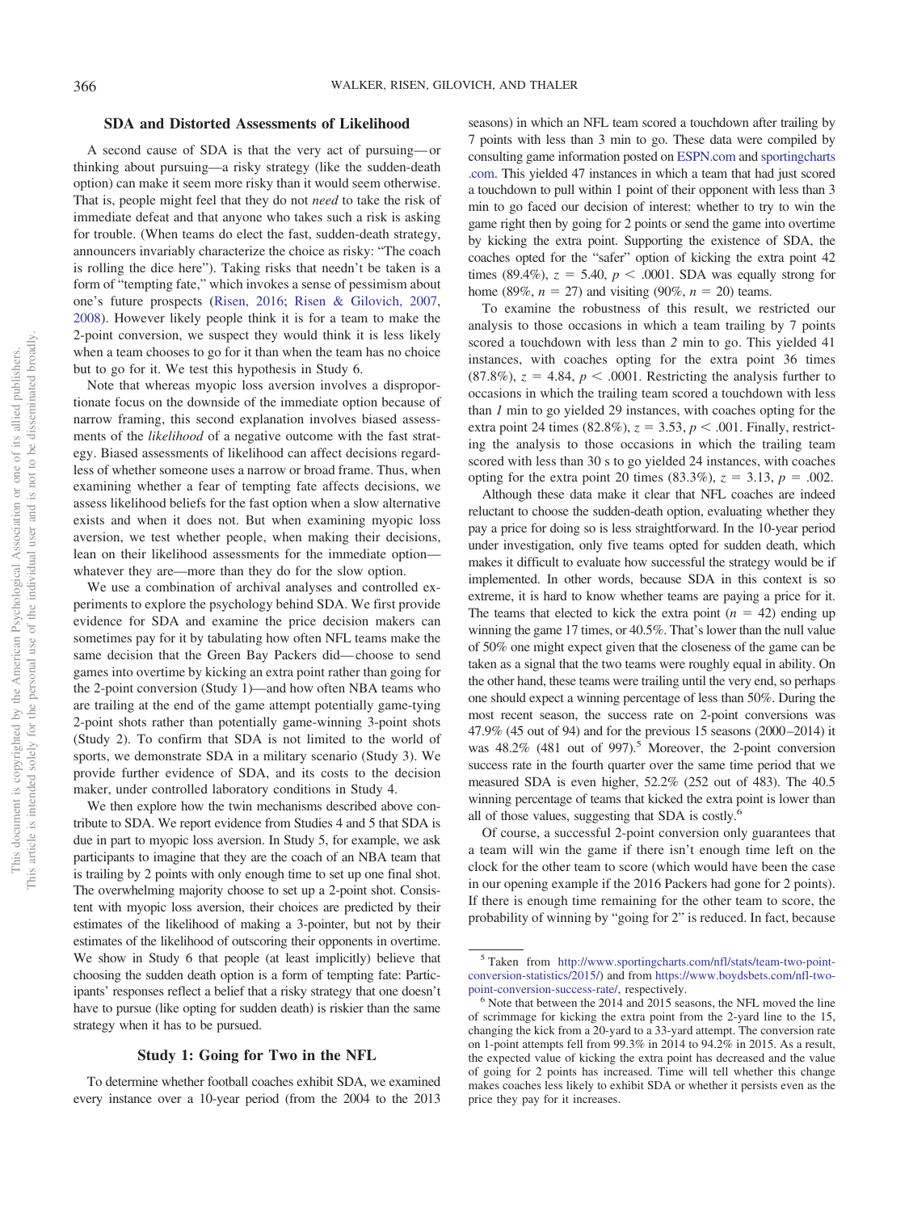## SDA and Distorted Assessments of Likelihood

A second cause of SDA is that the very act of pursuing—or thinking about pursuing—a risky strategy (like the sudden-death option) can make it seem more risky than it would seem otherwise. That is, people might feel that they do not *need* to take the risk of immediate defeat and that anyone who takes such a risk is asking for trouble. (When teams do elect the fast, sudden-death strategy, announcers invariably characterize the choice as risky: "The coach is rolling the dice here"). Taking risks that needn't be taken is a form of "tempting fate," which invokes a sense of pessimism about one's future prospects (Risen, 2016; Risen & Gilovich, 2007, 2008). However likely people think it is for a team to make the 2-point conversion, we suspect they would think it is less likely when a team chooses to go for it than when the team has no choice but to go for it. We test this hypothesis in Study 6.

Note that whereas myopic loss aversion involves a disproportionate focus on the downside of the immediate option because of narrow framing, this second explanation involves biased assessments of the *likelihood* of a negative outcome with the fast strategy. Biased assessments of likelihood can affect decisions regardless of whether someone uses a narrow or broad frame. Thus, when examining whether a fear of tempting fate affects decisions, we assess likelihood beliefs for the fast option when a slow alternative exists and when it does not. But when examining myopic loss aversion, we test whether people, when making their decisions, lean on their likelihood assessments for the immediate option—whatever they are—more than they do for the slow option.

We use a combination of archival analyses and controlled experiments to explore the psychology behind SDA. We first provide evidence for SDA and examine the price decision makers can sometimes pay for it by tabulating how often NFL teams make the same decision that the Green Bay Packers did—choose to send games into overtime by kicking an extra point rather than going for the 2-point conversion (Study 1)—and how often NBA teams who are trailing at the end of the game attempt potentially game-tying 2-point shots rather than potentially game-winning 3-point shots (Study 2). To confirm that SDA is not limited to the world of sports, we demonstrate SDA in a military scenario (Study 3). We provide further evidence of SDA, and its costs to the decision maker, under controlled laboratory conditions in Study 4.

We then explore how the twin mechanisms described above contribute to SDA. We report evidence from Studies 4 and 5 that SDA is due in part to myopic loss aversion. In Study 5, for example, we ask participants to imagine that they are the coach of an NBA team that is trailing by 2 points with only enough time to set up one final shot. The overwhelming majority choose to set up a 2-point shot. Consistent with myopic loss aversion, their choices are predicted by their estimates of the likelihood of making a 3-pointer, but not by their estimates of the likelihood of outscoring their opponents in overtime. We show in Study 6 that people (at least implicitly) believe that choosing the sudden death option is a form of tempting fate: Participants' responses reflect a belief that a risky strategy that one doesn't have to pursue (like opting for sudden death) is riskier than the same strategy when it has to be pursued.

## Study 1: Going for Two in the NFL

To determine whether football coaches exhibit SDA, we examined every instance over a 10-year period (from the 2004 to the 2013 seasons) in which an NFL team scored a touchdown after trailing by 7 points with less than 3 min to go. These data were compiled by consulting game information posted on ESPN.com and sportingcharts.com. This yielded 47 instances in which a team that had just scored a touchdown to pull within 1 point of their opponent with less than 3 min to go faced our decision of interest: whether to try to win the game right then by going for 2 points or send the game into overtime by kicking the extra point. Supporting the existence of SDA, the coaches opted for the "safer" option of kicking the extra point 42 times (89.4%), $z = 5.40$, $p < .0001$. SDA was equally strong for home (89%, $n = 27$) and visiting (90%, $n = 20$) teams.

To examine the robustness of this result, we restricted our analysis to those occasions in which a team trailing by 7 points scored a touchdown with less than *2* min to go. This yielded 41 instances, with coaches opting for the extra point 36 times (87.8%), $z = 4.84$, $p < .0001$. Restricting the analysis further to occasions in which the trailing team scored a touchdown with less than *1* min to go yielded 29 instances, with coaches opting for the extra point 24 times (82.8%), $z = 3.53$, $p < .001$. Finally, restricting the analysis to those occasions in which the trailing team scored with less than 30 s to go yielded 24 instances, with coaches opting for the extra point 20 times (83.3%), $z = 3.13$, $p = .002$.

Although these data make it clear that NFL coaches are indeed reluctant to choose the sudden-death option, evaluating whether they pay a price for doing so is less straightforward. In the 10-year period under investigation, only five teams opted for sudden death, which makes it difficult to evaluate how successful the strategy would be if implemented. In other words, because SDA in this context is so extreme, it is hard to know whether teams are paying a price for it. The teams that elected to kick the extra point ($n = 42$) ending up winning the game 17 times, or 40.5%. That's lower than the null value of 50% one might expect given that the closeness of the game can be taken as a signal that the two teams were roughly equal in ability. On the other hand, these teams were trailing until the very end, so perhaps one should expect a winning percentage of less than 50%. During the most recent season, the success rate on 2-point conversions was 47.9% (45 out of 94) and for the previous 15 seasons (2000–2014) it was 48.2% (481 out of 997).[5] Moreover, the 2-point conversion success rate in the fourth quarter over the same time period that we measured SDA is even higher, 52.2% (252 out of 483). The 40.5 winning percentage of teams that kicked the extra point is lower than all of those values, suggesting that SDA is costly.[6]

Of course, a successful 2-point conversion only guarantees that a team will win the game if there isn't enough time left on the clock for the other team to score (which would have been the case in our opening example if the 2016 Packers had gone for 2 points). If there is enough time remaining for the other team to score, the probability of winning by "going for 2" is reduced. In fact, because

---

[5] Taken from http://www.sportingcharts.com/nfl/stats/team-two-point-conversion-statistics/2015/) and from https://www.boydsbets.com/nfl-two-point-conversion-success-rate/, respectively.

[6] Note that between the 2014 and 2015 seasons, the NFL moved the line of scrimmage for kicking the extra point from the 2-yard line to the 15, changing the kick from a 20-yard to a 33-yard attempt. The conversion rate on 1-point attempts fell from 99.3% in 2014 to 94.2% in 2015. As a result, the expected value of kicking the extra point has decreased and the value of going for 2 points has increased. Time will tell whether this change makes coaches less likely to exhibit SDA or whether it persists even as the price they pay for it increases.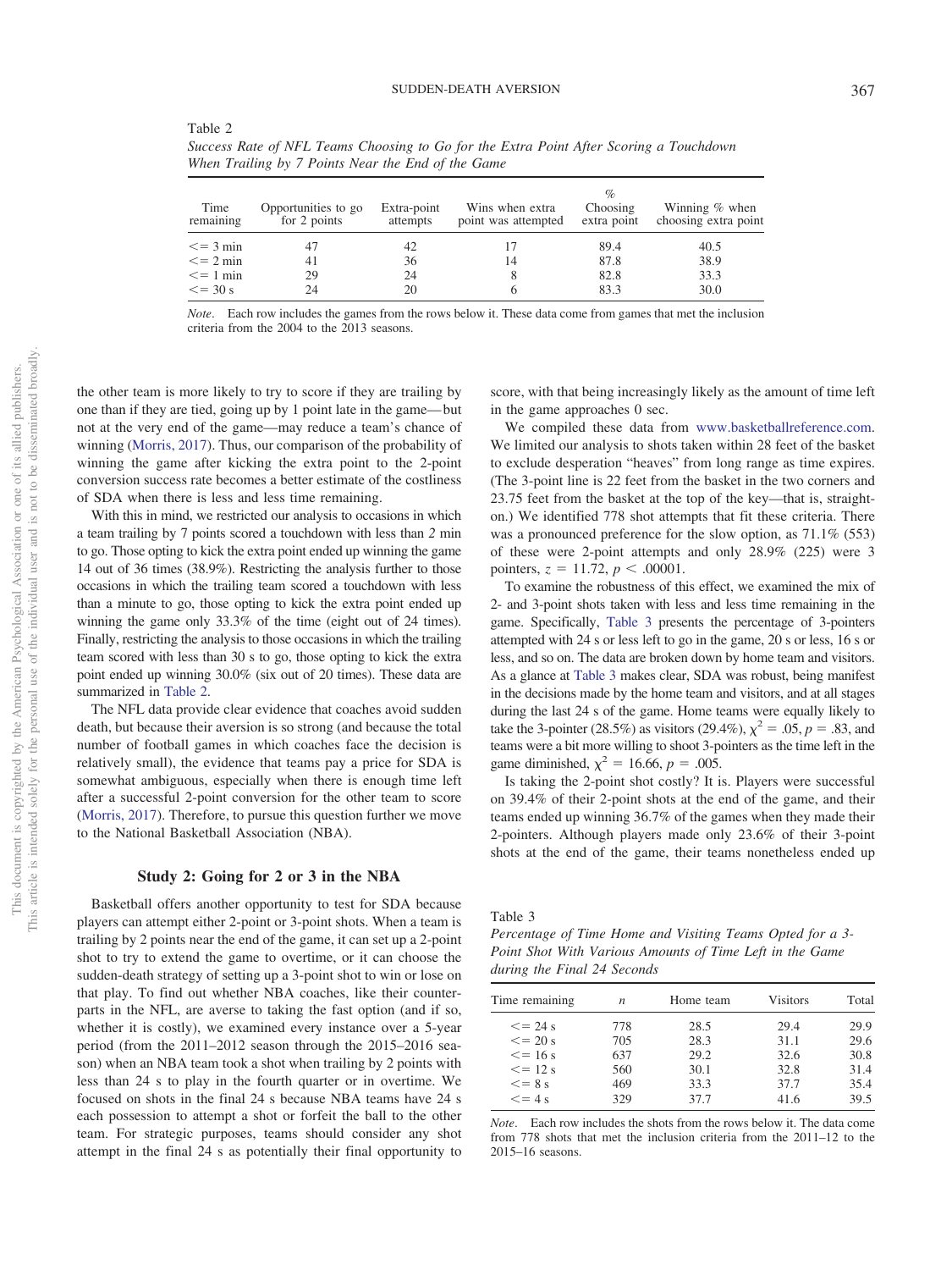Table 2
*Success Rate of NFL Teams Choosing to Go for the Extra Point After Scoring a Touchdown When Trailing by 7 Points Near the End of the Game*

| Time remaining | Opportunities to go for 2 points | Extra-point attempts | Wins when extra point was attempted | % Choosing extra point | Winning % when choosing extra point |
|---|---|---|---|---|---|
| <= 3 min | 47 | 42 | 17 | 89.4 | 40.5 |
| <= 2 min | 41 | 36 | 14 | 87.8 | 38.9 |
| <= 1 min | 29 | 24 | 8 | 82.8 | 33.3 |
| <= 30 s | 24 | 20 | 6 | 83.3 | 30.0 |

*Note*. Each row includes the games from the rows below it. These data come from games that met the inclusion criteria from the 2004 to the 2013 seasons.

the other team is more likely to try to score if they are trailing by one than if they are tied, going up by 1 point late in the game—but not at the very end of the game—may reduce a team's chance of winning (Morris, 2017). Thus, our comparison of the probability of winning the game after kicking the extra point to the 2-point conversion success rate becomes a better estimate of the costliness of SDA when there is less and less time remaining.

With this in mind, we restricted our analysis to occasions in which a team trailing by 7 points scored a touchdown with less than 2 min to go. Those opting to kick the extra point ended up winning the game 14 out of 36 times (38.9%). Restricting the analysis further to those occasions in which the trailing team scored a touchdown with less than a minute to go, those opting to kick the extra point ended up winning the game only 33.3% of the time (eight out of 24 times). Finally, restricting the analysis to those occasions in which the trailing team scored with less than 30 s to go, those opting to kick the extra point ended up winning 30.0% (six out of 20 times). These data are summarized in Table 2.

The NFL data provide clear evidence that coaches avoid sudden death, but because their aversion is so strong (and because the total number of football games in which coaches face the decision is relatively small), the evidence that teams pay a price for SDA is somewhat ambiguous, especially when there is enough time left after a successful 2-point conversion for the other team to score (Morris, 2017). Therefore, to pursue this question further we move to the National Basketball Association (NBA).

## Study 2: Going for 2 or 3 in the NBA

Basketball offers another opportunity to test for SDA because players can attempt either 2-point or 3-point shots. When a team is trailing by 2 points near the end of the game, it can set up a 2-point shot to try to extend the game to overtime, or it can choose the sudden-death strategy of setting up a 3-point shot to win or lose on that play. To find out whether NBA coaches, like their counterparts in the NFL, are averse to taking the fast option (and if so, whether it is costly), we examined every instance over a 5-year period (from the 2011–2012 season through the 2015–2016 season) when an NBA team took a shot when trailing by 2 points with less than 24 s to play in the fourth quarter or in overtime. We focused on shots in the final 24 s because NBA teams have 24 s each possession to attempt a shot or forfeit the ball to the other team. For strategic purposes, teams should consider any shot attempt in the final 24 s as potentially their final opportunity to score, with that being increasingly likely as the amount of time left in the game approaches 0 sec.

We compiled these data from www.basketballreference.com. We limited our analysis to shots taken within 28 feet of the basket to exclude desperation "heaves" from long range as time expires. (The 3-point line is 22 feet from the basket in the two corners and 23.75 feet from the basket at the top of the key—that is, straight-on.) We identified 778 shot attempts that fit these criteria. There was a pronounced preference for the slow option, as 71.1% (553) of these were 2-point attempts and only 28.9% (225) were 3 pointers, $z = 11.72$, $p < .00001$.

To examine the robustness of this effect, we examined the mix of 2- and 3-point shots taken with less and less time remaining in the game. Specifically, Table 3 presents the percentage of 3-pointers attempted with 24 s or less left to go in the game, 20 s or less, 16 s or less, and so on. The data are broken down by home team and visitors. As a glance at Table 3 makes clear, SDA was robust, being manifest in the decisions made by the home team and visitors, and at all stages during the last 24 s of the game. Home teams were equally likely to take the 3-pointer (28.5%) as visitors (29.4%), $\chi^2 = .05$, $p = .83$, and teams were a bit more willing to shoot 3-pointers as the time left in the game diminished, $\chi^2 = 16.66$, $p = .005$.

Is taking the 2-point shot costly? It is. Players were successful on 39.4% of their 2-point shots at the end of the game, and their teams ended up winning 36.7% of the games when they made their 2-pointers. Although players made only 23.6% of their 3-point shots at the end of the game, their teams nonetheless ended up

Table 3
*Percentage of Time Home and Visiting Teams Opted for a 3-Point Shot With Various Amounts of Time Left in the Game during the Final 24 Seconds*

| Time remaining | *n* | Home team | Visitors | Total |
|---|---|---|---|---|
| <= 24 s | 778 | 28.5 | 29.4 | 29.9 |
| <= 20 s | 705 | 28.3 | 31.1 | 29.6 |
| <= 16 s | 637 | 29.2 | 32.6 | 30.8 |
| <= 12 s | 560 | 30.1 | 32.8 | 31.4 |
| <= 8 s | 469 | 33.3 | 37.7 | 35.4 |
| <= 4 s | 329 | 37.7 | 41.6 | 39.5 |

*Note*. Each row includes the shots from the rows below it. The data come from 778 shots that met the inclusion criteria from the 2011–12 to the 2015–16 seasons.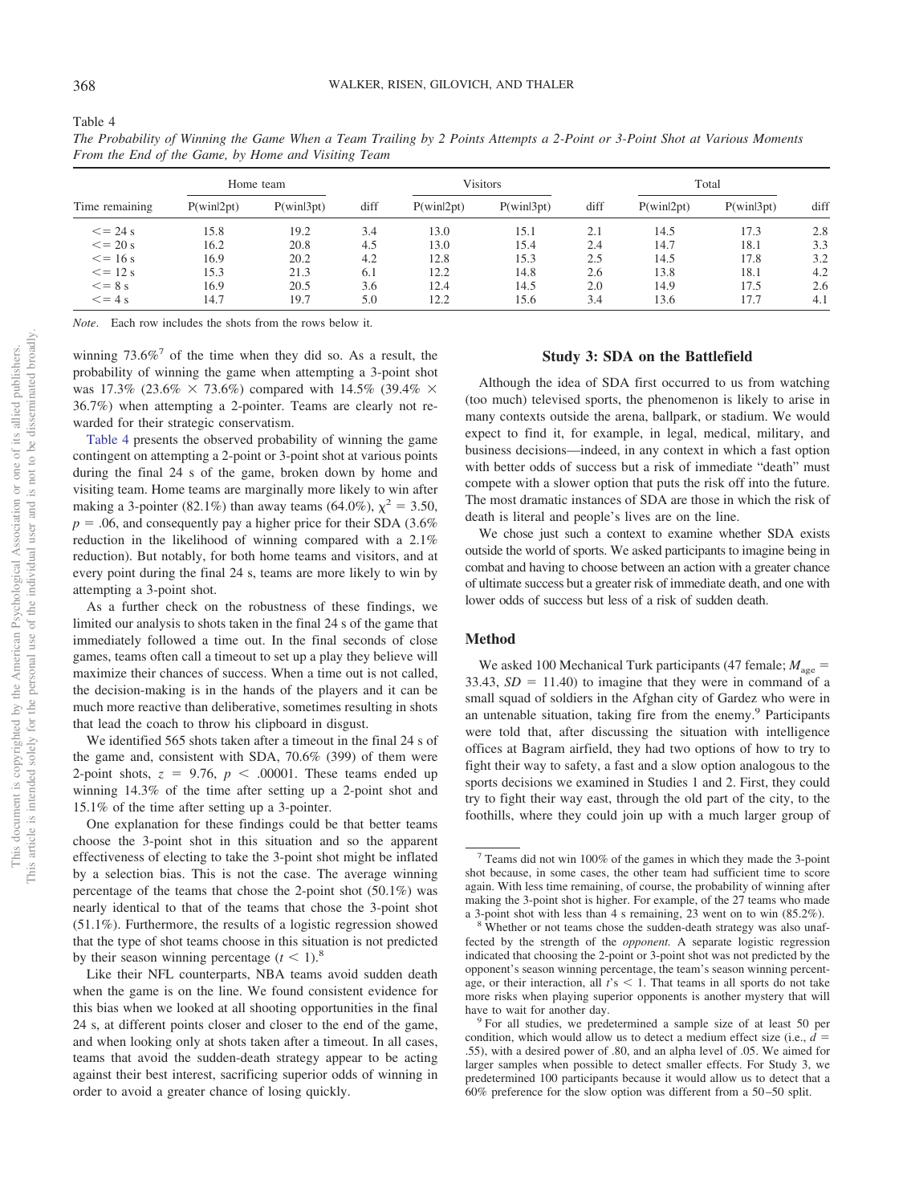Table 4

*The Probability of Winning the Game When a Team Trailing by 2 Points Attempts a 2-Point or 3-Point Shot at Various Moments From the End of the Game, by Home and Visiting Team*

| Time remaining | Home team | | | Visitors | | | Total | | |
|---|---|---|---|---|---|---|---|---|---|
| | P(win\|2pt) | P(win\|3pt) | diff | P(win\|2pt) | P(win\|3pt) | diff | P(win\|2pt) | P(win\|3pt) | diff |
| <= 24 s | 15.8 | 19.2 | 3.4 | 13.0 | 15.1 | 2.1 | 14.5 | 17.3 | 2.8 |
| <= 20 s | 16.2 | 20.8 | 4.5 | 13.0 | 15.4 | 2.4 | 14.7 | 18.1 | 3.3 |
| <= 16 s | 16.9 | 20.2 | 4.2 | 12.8 | 15.3 | 2.5 | 14.5 | 17.8 | 3.2 |
| <= 12 s | 15.3 | 21.3 | 6.1 | 12.2 | 14.8 | 2.6 | 13.8 | 18.1 | 4.2 |
| <= 8 s | 16.9 | 20.5 | 3.6 | 12.4 | 14.5 | 2.0 | 14.9 | 17.5 | 2.6 |
| <= 4 s | 14.7 | 19.7 | 5.0 | 12.2 | 15.6 | 3.4 | 13.6 | 17.7 | 4.1 |

*Note*. Each row includes the shots from the rows below it.

winning 73.6%[7] of the time when they did so. As a result, the probability of winning the game when attempting a 3-point shot was 17.3% (23.6% × 73.6%) compared with 14.5% (39.4% × 36.7%) when attempting a 2-pointer. Teams are clearly not rewarded for their strategic conservatism.

Table 4 presents the observed probability of winning the game contingent on attempting a 2-point or 3-point shot at various points during the final 24 s of the game, broken down by home and visiting team. Home teams are marginally more likely to win after making a 3-pointer (82.1%) than away teams (64.0%), $\chi^2 = 3.50$, $p = .06$, and consequently pay a higher price for their SDA (3.6% reduction in the likelihood of winning compared with a 2.1% reduction). But notably, for both home teams and visitors, and at every point during the final 24 s, teams are more likely to win by attempting a 3-point shot.

As a further check on the robustness of these findings, we limited our analysis to shots taken in the final 24 s of the game that immediately followed a time out. In the final seconds of close games, teams often call a timeout to set up a play they believe will maximize their chances of success. When a time out is not called, the decision-making is in the hands of the players and it can be much more reactive than deliberative, sometimes resulting in shots that lead the coach to throw his clipboard in disgust.

We identified 565 shots taken after a timeout in the final 24 s of the game and, consistent with SDA, 70.6% (399) of them were 2-point shots, $z = 9.76$, $p < .00001$. These teams ended up winning 14.3% of the time after setting up a 2-point shot and 15.1% of the time after setting up a 3-pointer.

One explanation for these findings could be that better teams choose the 3-point shot in this situation and so the apparent effectiveness of electing to take the 3-point shot might be inflated by a selection bias. This is not the case. The average winning percentage of the teams that chose the 2-point shot (50.1%) was nearly identical to that of the teams that chose the 3-point shot (51.1%). Furthermore, the results of a logistic regression showed that the type of shot teams choose in this situation is not predicted by their season winning percentage ($t < 1$).[8]

Like their NFL counterparts, NBA teams avoid sudden death when the game is on the line. We found consistent evidence for this bias when we looked at all shooting opportunities in the final 24 s, at different points closer and closer to the end of the game, and when looking only at shots taken after a timeout. In all cases, teams that avoid the sudden-death strategy appear to be acting against their best interest, sacrificing superior odds of winning in order to avoid a greater chance of losing quickly.

## Study 3: SDA on the Battlefield

Although the idea of SDA first occurred to us from watching (too much) televised sports, the phenomenon is likely to arise in many contexts outside the arena, ballpark, or stadium. We would expect to find it, for example, in legal, medical, military, and business decisions—indeed, in any context in which a fast option with better odds of success but a risk of immediate "death" must compete with a slower option that puts the risk off into the future. The most dramatic instances of SDA are those in which the risk of death is literal and people's lives are on the line.

We chose just such a context to examine whether SDA exists outside the world of sports. We asked participants to imagine being in combat and having to choose between an action with a greater chance of ultimate success but a greater risk of immediate death, and one with lower odds of success but less of a risk of sudden death.

### Method

We asked 100 Mechanical Turk participants (47 female; $M_{age} = 33.43$, $SD = 11.40$) to imagine that they were in command of a small squad of soldiers in the Afghan city of Gardez who were in an untenable situation, taking fire from the enemy.[9] Participants were told that, after discussing the situation with intelligence offices at Bagram airfield, they had two options of how to try to fight their way to safety, a fast and a slow option analogous to the sports decisions we examined in Studies 1 and 2. First, they could try to fight their way east, through the old part of the city, to the foothills, where they could join up with a much larger group of

---

[7] Teams did not win 100% of the games in which they made the 3-point shot because, in some cases, the other team had sufficient time to score again. With less time remaining, of course, the probability of winning after making the 3-point shot is higher. For example, of the 27 teams who made a 3-point shot with less than 4 s remaining, 23 went on to win (85.2%).

[8] Whether or not teams chose the sudden-death strategy was also unaffected by the strength of the *opponent*. A separate logistic regression indicated that choosing the 2-point or 3-point shot was not predicted by the opponent's season winning percentage, the team's season winning percentage, or their interaction, all $t$'s $< 1$. That teams in all sports do not take more risks when playing superior opponents is another mystery that will have to wait for another day.

[9] For all studies, we predetermined a sample size of at least 50 per condition, which would allow us to detect a medium effect size (i.e., $d = .55$), with a desired power of .80, and an alpha level of .05. We aimed for larger samples when possible to detect smaller effects. For Study 3, we predetermined 100 participants because it would allow us to detect that a 60% preference for the slow option was different from a 50–50 split.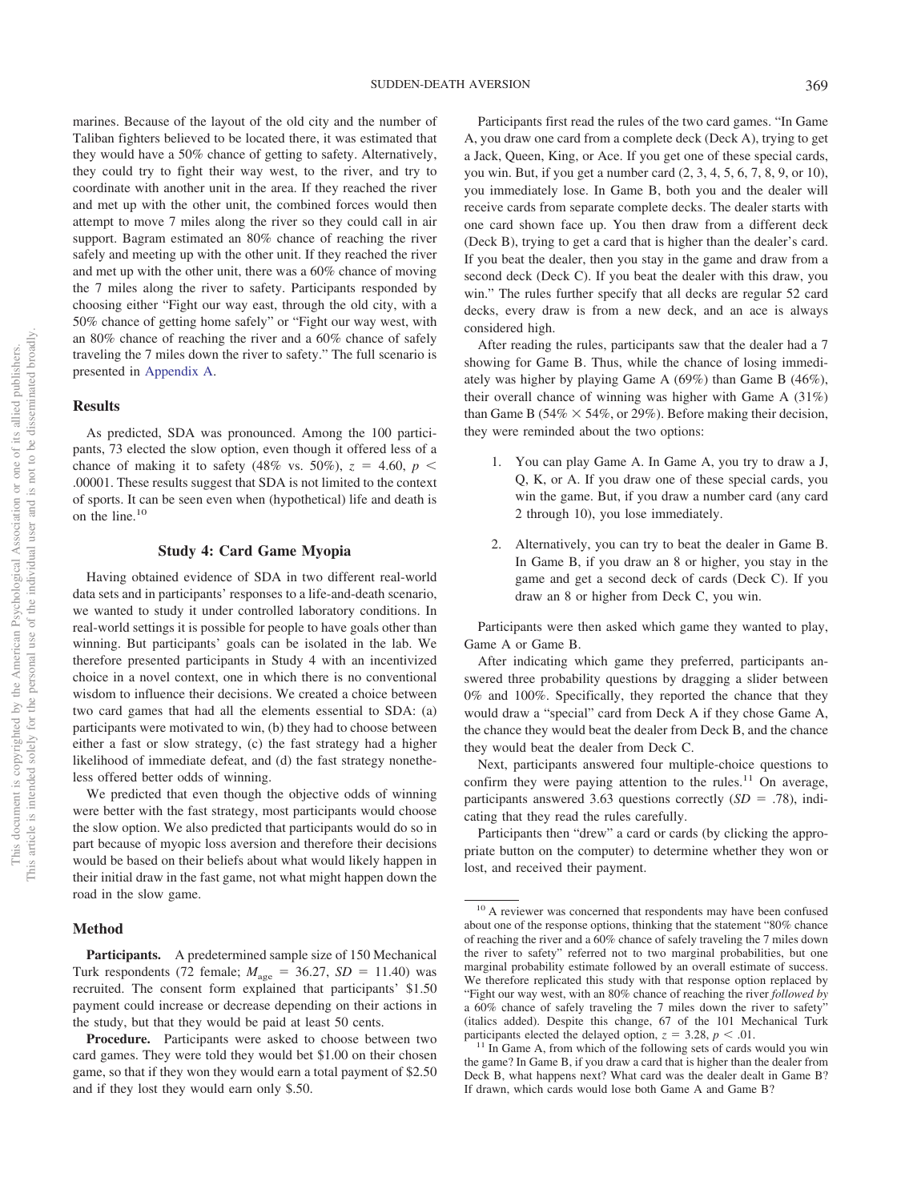marines. Because of the layout of the old city and the number of Taliban fighters believed to be located there, it was estimated that they would have a 50% chance of getting to safety. Alternatively, they could try to fight their way west, to the river, and try to coordinate with another unit in the area. If they reached the river and met up with the other unit, the combined forces would then attempt to move 7 miles along the river so they could call in air support. Bagram estimated an 80% chance of reaching the river safely and meeting up with the other unit. If they reached the river and met up with the other unit, there was a 60% chance of moving the 7 miles along the river to safety. Participants responded by choosing either "Fight our way east, through the old city, with a 50% chance of getting home safely" or "Fight our way west, with an 80% chance of reaching the river and a 60% chance of safely traveling the 7 miles down the river to safety." The full scenario is presented in Appendix A.

## Results

As predicted, SDA was pronounced. Among the 100 participants, 73 elected the slow option, even though it offered less of a chance of making it to safety (48% vs. 50%), $z = 4.60$, $p < .00001$. These results suggest that SDA is not limited to the context of sports. It can be seen even when (hypothetical) life and death is on the line.[10]

## Study 4: Card Game Myopia

Having obtained evidence of SDA in two different real-world data sets and in participants' responses to a life-and-death scenario, we wanted to study it under controlled laboratory conditions. In real-world settings it is possible for people to have goals other than winning. But participants' goals can be isolated in the lab. We therefore presented participants in Study 4 with an incentivized choice in a novel context, one in which there is no conventional wisdom to influence their decisions. We created a choice between two card games that had all the elements essential to SDA: (a) participants were motivated to win, (b) they had to choose between either a fast or slow strategy, (c) the fast strategy had a higher likelihood of immediate defeat, and (d) the fast strategy nonetheless offered better odds of winning.

We predicted that even though the objective odds of winning were better with the fast strategy, most participants would choose the slow option. We also predicted that participants would do so in part because of myopic loss aversion and therefore their decisions would be based on their beliefs about what would likely happen in their initial draw in the fast game, not what might happen down the road in the slow game.

## Method

**Participants.** A predetermined sample size of 150 Mechanical Turk respondents (72 female; $M_{age} = 36.27$, $SD = 11.40$) was recruited. The consent form explained that participants' $1.50 payment could increase or decrease depending on their actions in the study, but that they would be paid at least 50 cents.

**Procedure.** Participants were asked to choose between two card games. They were told they would bet $1.00 on their chosen game, so that if they won they would earn a total payment of $2.50 and if they lost they would earn only $.50.

Participants first read the rules of the two card games. "In Game A, you draw one card from a complete deck (Deck A), trying to get a Jack, Queen, King, or Ace. If you get one of these special cards, you win. But, if you get a number card (2, 3, 4, 5, 6, 7, 8, 9, or 10), you immediately lose. In Game B, both you and the dealer will receive cards from separate complete decks. The dealer starts with one card shown face up. You then draw from a different deck (Deck B), trying to get a card that is higher than the dealer's card. If you beat the dealer, then you stay in the game and draw from a second deck (Deck C). If you beat the dealer with this draw, you win." The rules further specify that all decks are regular 52 card decks, every draw is from a new deck, and an ace is always considered high.

After reading the rules, participants saw that the dealer had a 7 showing for Game B. Thus, while the chance of losing immediately was higher by playing Game A (69%) than Game B (46%), their overall chance of winning was higher with Game A (31%) than Game B (54% × 54%, or 29%). Before making their decision, they were reminded about the two options:

1. You can play Game A. In Game A, you try to draw a J, Q, K, or A. If you draw one of these special cards, you win the game. But, if you draw a number card (any card 2 through 10), you lose immediately.

2. Alternatively, you can try to beat the dealer in Game B. In Game B, if you draw an 8 or higher, you stay in the game and get a second deck of cards (Deck C). If you draw an 8 or higher from Deck C, you win.

Participants were then asked which game they wanted to play, Game A or Game B.

After indicating which game they preferred, participants answered three probability questions by dragging a slider between 0% and 100%. Specifically, they reported the chance that they would draw a "special" card from Deck A if they chose Game A, the chance they would beat the dealer from Deck B, and the chance they would beat the dealer from Deck C.

Next, participants answered four multiple-choice questions to confirm they were paying attention to the rules.[11] On average, participants answered 3.63 questions correctly ($SD = .78$), indicating that they read the rules carefully.

Participants then "drew" a card or cards (by clicking the appropriate button on the computer) to determine whether they won or lost, and received their payment.

---

[10] A reviewer was concerned that respondents may have been confused about one of the response options, thinking that the statement "80% chance of reaching the river and a 60% chance of safely traveling the 7 miles down the river to safety" referred not to two marginal probabilities, but one marginal probability estimate followed by an overall estimate of success. We therefore replicated this study with that response option replaced by "Fight our way west, with an 80% chance of reaching the river *followed by* a 60% chance of safely traveling the 7 miles down the river to safety" (italics added). Despite this change, 67 of the 101 Mechanical Turk participants elected the delayed option, $z = 3.28$, $p < .01$.

[11] In Game A, from which of the following sets of cards would you win the game? In Game B, if you draw a card that is higher than the dealer from Deck B, what happens next? What card was the dealer dealt in Game B? If drawn, which cards would lose both Game A and Game B?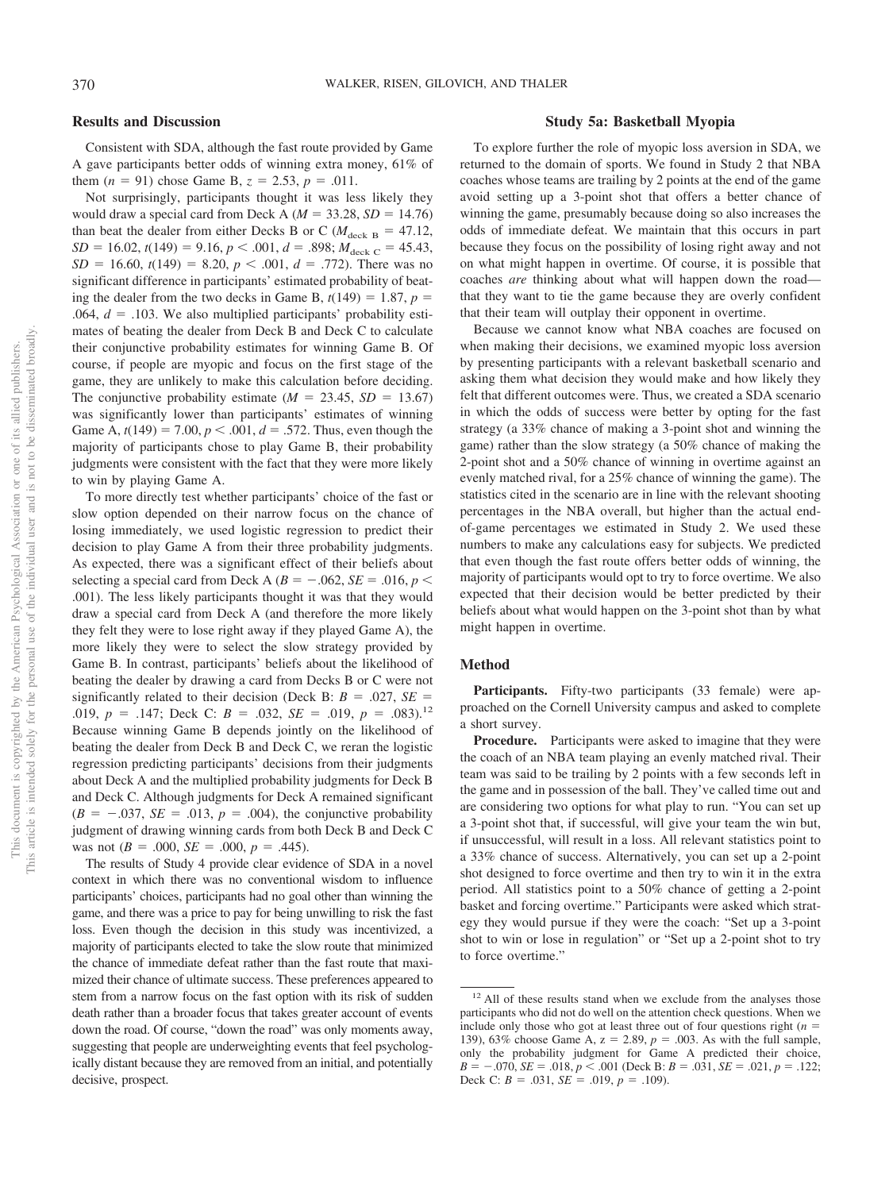## Results and Discussion

Consistent with SDA, although the fast route provided by Game A gave participants better odds of winning extra money, 61% of them ($n = 91$) chose Game B, $z = 2.53$, $p = .011$.

Not surprisingly, participants thought it was less likely they would draw a special card from Deck A ($M = 33.28$, $SD = 14.76$) than beat the dealer from either Decks B or C ($M_{\text{deck B}} = 47.12$, $SD = 16.02$, $t(149) = 9.16$, $p < .001$, $d = .898$; $M_{\text{deck C}} = 45.43$, $SD = 16.60$, $t(149) = 8.20$, $p < .001$, $d = .772$). There was no significant difference in participants' estimated probability of beating the dealer from the two decks in Game B, $t(149) = 1.87$, $p = .064$, $d = .103$. We also multiplied participants' probability estimates of beating the dealer from Deck B and Deck C to calculate their conjunctive probability estimates for winning Game B. Of course, if people are myopic and focus on the first stage of the game, they are unlikely to make this calculation before deciding. The conjunctive probability estimate ($M = 23.45$, $SD = 13.67$) was significantly lower than participants' estimates of winning Game A, $t(149) = 7.00$, $p < .001$, $d = .572$. Thus, even though the majority of participants chose to play Game B, their probability judgments were consistent with the fact that they were more likely to win by playing Game A.

To more directly test whether participants' choice of the fast or slow option depended on their narrow focus on the chance of losing immediately, we used logistic regression to predict their decision to play Game A from their three probability judgments. As expected, there was a significant effect of their beliefs about selecting a special card from Deck A ($B = -.062$, $SE = .016$, $p < .001$). The less likely participants thought it was that they would draw a special card from Deck A (and therefore the more likely they felt they were to lose right away if they played Game A), the more likely they were to select the slow strategy provided by Game B. In contrast, participants' beliefs about the likelihood of beating the dealer by drawing a card from Decks B or C were not significantly related to their decision (Deck B: $B = .027$, $SE = .019$, $p = .147$; Deck C: $B = .032$, $SE = .019$, $p = .083$).[12] Because winning Game B depends jointly on the likelihood of beating the dealer from Deck B and Deck C, we reran the logistic regression predicting participants' decisions from their judgments about Deck A and the multiplied probability judgments for Deck B and Deck C. Although judgments for Deck A remained significant ($B = -.037$, $SE = .013$, $p = .004$), the conjunctive probability judgment of drawing winning cards from both Deck B and Deck C was not ($B = .000$, $SE = .000$, $p = .445$).

The results of Study 4 provide clear evidence of SDA in a novel context in which there was no conventional wisdom to influence participants' choices, participants had no goal other than winning the game, and there was a price to pay for being unwilling to risk the fast loss. Even though the decision in this study was incentivized, a majority of participants elected to take the slow route that minimized the chance of immediate defeat rather than the fast route that maximized their chance of ultimate success. These preferences appeared to stem from a narrow focus on the fast option with its risk of sudden death rather than a broader focus that takes greater account of events down the road. Of course, "down the road" was only moments away, suggesting that people are underweighting events that feel psychologically distant because they are removed from an initial, and potentially decisive, prospect.

## Study 5a: Basketball Myopia

To explore further the role of myopic loss aversion in SDA, we returned to the domain of sports. We found in Study 2 that NBA coaches whose teams are trailing by 2 points at the end of the game avoid setting up a 3-point shot that offers a better chance of winning the game, presumably because doing so also increases the odds of immediate defeat. We maintain that this occurs in part because they focus on the possibility of losing right away and not on what might happen in overtime. Of course, it is possible that coaches *are* thinking about what will happen down the road—that they want to tie the game because they are overly confident that their team will outplay their opponent in overtime.

Because we cannot know what NBA coaches are focused on when making their decisions, we examined myopic loss aversion by presenting participants with a relevant basketball scenario and asking them what decision they would make and how likely they felt that different outcomes were. Thus, we created a SDA scenario in which the odds of success were better by opting for the fast strategy (a 33% chance of making a 3-point shot and winning the game) rather than the slow strategy (a 50% chance of making the 2-point shot and a 50% chance of winning in overtime against an evenly matched rival, for a 25% chance of winning the game). The statistics cited in the scenario are in line with the relevant shooting percentages in the NBA overall, but higher than the actual end-of-game percentages we estimated in Study 2. We used these numbers to make any calculations easy for subjects. We predicted that even though the fast route offers better odds of winning, the majority of participants would opt to try to force overtime. We also expected that their decision would be better predicted by their beliefs about what would happen on the 3-point shot than by what might happen in overtime.

## Method

**Participants.** Fifty-two participants (33 female) were approached on the Cornell University campus and asked to complete a short survey.

**Procedure.** Participants were asked to imagine that they were the coach of an NBA team playing an evenly matched rival. Their team was said to be trailing by 2 points with a few seconds left in the game and in possession of the ball. They've called time out and are considering two options for what play to run. "You can set up a 3-point shot that, if successful, will give your team the win but, if unsuccessful, will result in a loss. All relevant statistics point to a 33% chance of success. Alternatively, you can set up a 2-point shot designed to force overtime and then try to win it in the extra period. All statistics point to a 50% chance of getting a 2-point basket and forcing overtime." Participants were asked which strategy they would pursue if they were the coach: "Set up a 3-point shot to win or lose in regulation" or "Set up a 2-point shot to try to force overtime."

---

[12] All of these results stand when we exclude from the analyses those participants who did not do well on the attention check questions. When we include only those who got at least three out of four questions right ($n = 139$), 63% choose Game A, $z = 2.89$, $p = .003$. As with the full sample, only the probability judgment for Game A predicted their choice, $B = -.070$, $SE = .018$, $p < .001$ (Deck B: $B = .031$, $SE = .021$, $p = .122$; Deck C: $B = .031$, $SE = .019$, $p = .109$).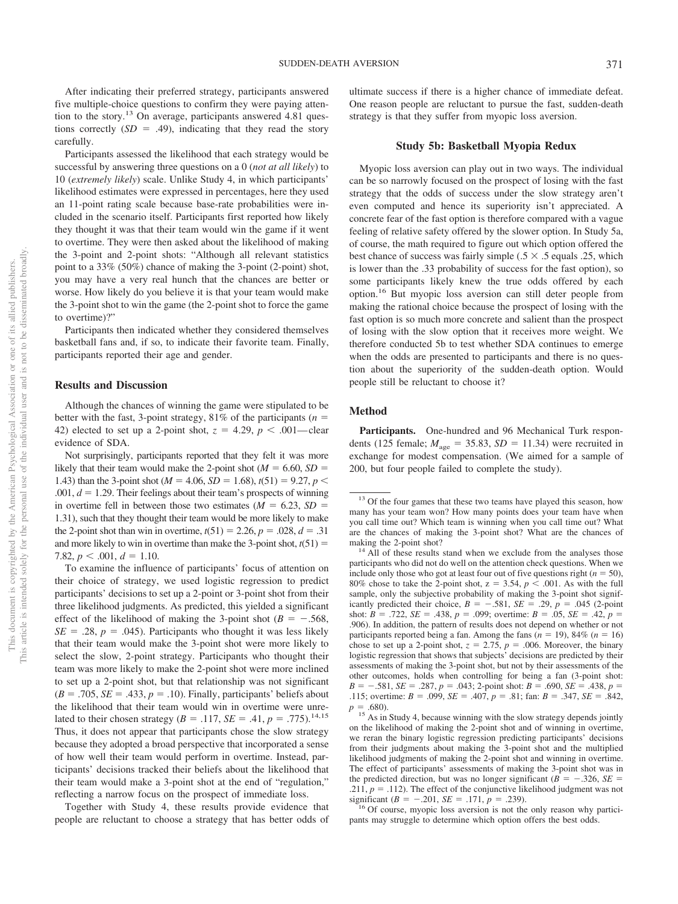After indicating their preferred strategy, participants answered five multiple-choice questions to confirm they were paying attention to the story.[13] On average, participants answered 4.81 questions correctly ($SD$ = .49), indicating that they read the story carefully.

Participants assessed the likelihood that each strategy would be successful by answering three questions on a 0 (*not at all likely*) to 10 (*extremely likely*) scale. Unlike Study 4, in which participants' likelihood estimates were expressed in percentages, here they used an 11-point rating scale because base-rate probabilities were included in the scenario itself. Participants first reported how likely they thought it was that their team would win the game if it went to overtime. They were then asked about the likelihood of making the 3-point and 2-point shots: "Although all relevant statistics point to a 33% (50%) chance of making the 3-point (2-point) shot, you may have a very real hunch that the chances are better or worse. How likely do you believe it is that your team would make the 3-point shot to win the game (the 2-point shot to force the game to overtime)?"

Participants then indicated whether they considered themselves basketball fans and, if so, to indicate their favorite team. Finally, participants reported their age and gender.

## Results and Discussion

Although the chances of winning the game were stipulated to be better with the fast, 3-point strategy, 81% of the participants ($n$ = 42) elected to set up a 2-point shot, $z$ = 4.29, $p$ < .001—clear evidence of SDA.

Not surprisingly, participants reported that they felt it was more likely that their team would make the 2-point shot ($M$ = 6.60, $SD$ = 1.43) than the 3-point shot ($M$ = 4.06, $SD$ = 1.68), $t(51)$ = 9.27, $p$ < .001, $d$ = 1.29. Their feelings about their team's prospects of winning in overtime fell in between those two estimates ($M$ = 6.23, $SD$ = 1.31), such that they thought their team would be more likely to make the 2-point shot than win in overtime, $t(51)$ = 2.26, $p$ = .028, $d$ = .31 and more likely to win in overtime than make the 3-point shot, $t(51)$ = 7.82, $p$ < .001, $d$ = 1.10.

To examine the influence of participants' focus of attention on their choice of strategy, we used logistic regression to predict participants' decisions to set up a 2-point or 3-point shot from their three likelihood judgments. As predicted, this yielded a significant effect of the likelihood of making the 3-point shot ($B$ = −.568, $SE$ = .28, $p$ = .045). Participants who thought it was less likely that their team would make the 3-point shot were more likely to select the slow, 2-point strategy. Participants who thought their team was more likely to make the 2-point shot were more inclined to set up a 2-point shot, but that relationship was not significant ($B$ = .705, $SE$ = .433, $p$ = .10). Finally, participants' beliefs about the likelihood that their team would win in overtime were unrelated to their chosen strategy ($B$ = .117, $SE$ = .41, $p$ = .775).[14,15] Thus, it does not appear that participants chose the slow strategy because they adopted a broad perspective that incorporated a sense of how well their team would perform in overtime. Instead, participants' decisions tracked their beliefs about the likelihood that their team would make a 3-point shot at the end of "regulation," reflecting a narrow focus on the prospect of immediate loss.

Together with Study 4, these results provide evidence that people are reluctant to choose a strategy that has better odds of ultimate success if there is a higher chance of immediate defeat. One reason people are reluctant to pursue the fast, sudden-death strategy is that they suffer from myopic loss aversion.

## Study 5b: Basketball Myopia Redux

Myopic loss aversion can play out in two ways. The individual can be so narrowly focused on the prospect of losing with the fast strategy that the odds of success under the slow strategy aren't even computed and hence its superiority isn't appreciated. A concrete fear of the fast option is therefore compared with a vague feeling of relative safety offered by the slower option. In Study 5a, of course, the math required to figure out which option offered the best chance of success was fairly simple (.5 × .5 equals .25, which is lower than the .33 probability of success for the fast option), so some participants likely knew the true odds offered by each option.[16] But myopic loss aversion can still deter people from making the rational choice because the prospect of losing with the fast option is so much more concrete and salient than the prospect of losing with the slow option that it receives more weight. We therefore conducted 5b to test whether SDA continues to emerge when the odds are presented to participants and there is no question about the superiority of the sudden-death option. Would people still be reluctant to choose it?

## Method

**Participants.** One-hundred and 96 Mechanical Turk respondents (125 female; $M_{age}$ = 35.83, $SD$ = 11.34) were recruited in exchange for modest compensation. (We aimed for a sample of 200, but four people failed to complete the study).

---

[13] Of the four games that these two teams have played this season, how many has your team won? How many points does your team have when you call time out? Which team is winning when you call time out? What are the chances of making the 3-point shot? What are the chances of making the 2-point shot?

[14] All of these results stand when we exclude from the analyses those participants who did not do well on the attention check questions. When we include only those who got at least four out of five questions right ($n$ = 50), 80% chose to take the 2-point shot, z = 3.54, $p$ < .001. As with the full sample, only the subjective probability of making the 3-point shot significantly predicted their choice, $B$ = −.581, $SE$ = .29, $p$ = .045 (2-point shot: $B$ = .722, $SE$ = .438, $p$ = .099; overtime: $B$ = .05, $SE$ = .42, $p$ = .906). In addition, the pattern of results does not depend on whether or not participants reported being a fan. Among the fans ($n$ = 19), 84% ($n$ = 16) chose to set up a 2-point shot, $z$ = 2.75, $p$ = .006. Moreover, the binary logistic regression that shows that subjects' decisions are predicted by their assessments of making the 3-point shot, but not by their assessments of the other outcomes, holds when controlling for being a fan (3-point shot: $B$ = −.581, $SE$ = .287, $p$ = .043; 2-point shot: $B$ = .690, $SE$ = .438, $p$ = .115; overtime: $B$ = .099, $SE$ = .407, $p$ = .81; fan: $B$ = .347, $SE$ = .842, $p$ = .680).

[15] As in Study 4, because winning with the slow strategy depends jointly on the likelihood of making the 2-point shot and of winning in overtime, we reran the binary logistic regression predicting participants' decisions from their judgments about making the 3-point shot and the multiplied likelihood judgments of making the 2-point shot and winning in overtime. The effect of participants' assessments of making the 3-point shot was in the predicted direction, but was no longer significant ($B$ = −.326, $SE$ = .211, $p$ = .112). The effect of the conjunctive likelihood judgment was not significant ($B$ = −.201, $SE$ = .171, $p$ = .239).

[16] Of course, myopic loss aversion is not the only reason why participants may struggle to determine which option offers the best odds.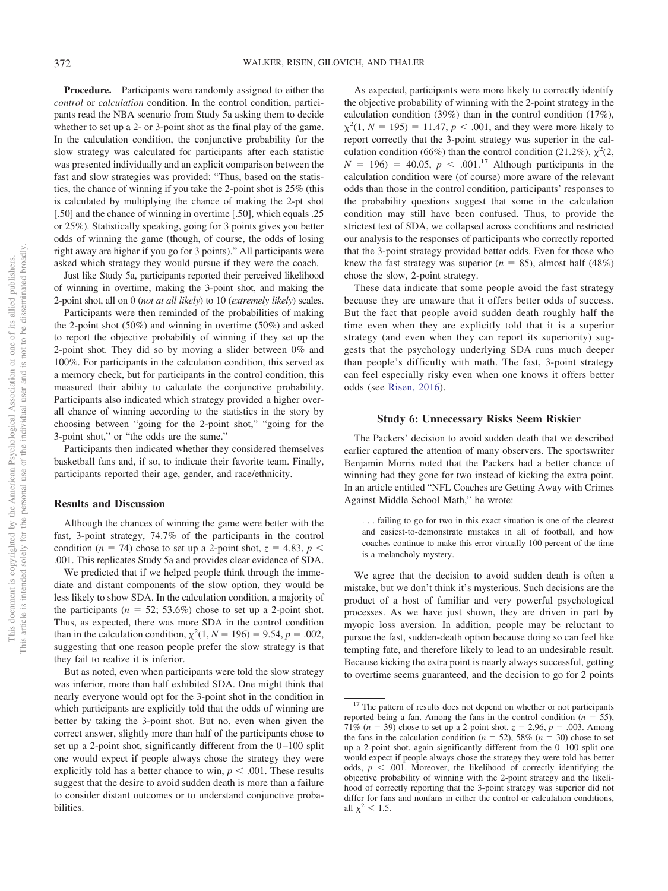**Procedure.** Participants were randomly assigned to either the *control* or *calculation* condition. In the control condition, participants read the NBA scenario from Study 5a asking them to decide whether to set up a 2- or 3-point shot as the final play of the game. In the calculation condition, the conjunctive probability for the slow strategy was calculated for participants after each statistic was presented individually and an explicit comparison between the fast and slow strategies was provided: "Thus, based on the statistics, the chance of winning if you take the 2-point shot is 25% (this is calculated by multiplying the chance of making the 2-pt shot [.50] and the chance of winning in overtime [.50], which equals .25 or 25%). Statistically speaking, going for 3 points gives you better odds of winning the game (though, of course, the odds of losing right away are higher if you go for 3 points)." All participants were asked which strategy they would pursue if they were the coach.

Just like Study 5a, participants reported their perceived likelihood of winning in overtime, making the 3-point shot, and making the 2-point shot, all on 0 (*not at all likely*) to 10 (*extremely likely*) scales.

Participants were then reminded of the probabilities of making the 2-point shot (50%) and winning in overtime (50%) and asked to report the objective probability of winning if they set up the 2-point shot. They did so by moving a slider between 0% and 100%. For participants in the calculation condition, this served as a memory check, but for participants in the control condition, this measured their ability to calculate the conjunctive probability. Participants also indicated which strategy provided a higher overall chance of winning according to the statistics in the story by choosing between "going for the 2-point shot," "going for the 3-point shot," or "the odds are the same."

Participants then indicated whether they considered themselves basketball fans and, if so, to indicate their favorite team. Finally, participants reported their age, gender, and race/ethnicity.

## Results and Discussion

Although the chances of winning the game were better with the fast, 3-point strategy, 74.7% of the participants in the control condition ($n = 74$) chose to set up a 2-point shot, $z = 4.83$, $p < .001$. This replicates Study 5a and provides clear evidence of SDA.

We predicted that if we helped people think through the immediate and distant components of the slow option, they would be less likely to show SDA. In the calculation condition, a majority of the participants ($n = 52$; 53.6%) chose to set up a 2-point shot. Thus, as expected, there was more SDA in the control condition than in the calculation condition, $\chi^2(1, N = 196) = 9.54$, $p = .002$, suggesting that one reason people prefer the slow strategy is that they fail to realize it is inferior.

But as noted, even when participants were told the slow strategy was inferior, more than half exhibited SDA. One might think that nearly everyone would opt for the 3-point shot in the condition in which participants are explicitly told that the odds of winning are better by taking the 3-point shot. But no, even when given the correct answer, slightly more than half of the participants chose to set up a 2-point shot, significantly different from the 0–100 split one would expect if people always chose the strategy they were explicitly told has a better chance to win, $p < .001$. These results suggest that the desire to avoid sudden death is more than a failure to consider distant outcomes or to understand conjunctive probabilities.

As expected, participants were more likely to correctly identify the objective probability of winning with the 2-point strategy in the calculation condition (39%) than in the control condition (17%), $\chi^2(1, N = 195) = 11.47$, $p < .001$, and they were more likely to report correctly that the 3-point strategy was superior in the calculation condition (66%) than the control condition (21.2%), $\chi^2(2, N = 196) = 40.05$, $p < .001$.[17] Although participants in the calculation condition were (of course) more aware of the relevant odds than those in the control condition, participants' responses to the probability questions suggest that some in the calculation condition may still have been confused. Thus, to provide the strictest test of SDA, we collapsed across conditions and restricted our analysis to the responses of participants who correctly reported that the 3-point strategy provided better odds. Even for those who knew the fast strategy was superior ($n = 85$), almost half (48%) chose the slow, 2-point strategy.

These data indicate that some people avoid the fast strategy because they are unaware that it offers better odds of success. But the fact that people avoid sudden death roughly half the time even when they are explicitly told that it is a superior strategy (and even when they can report its superiority) suggests that the psychology underlying SDA runs much deeper than people's difficulty with math. The fast, 3-point strategy can feel especially risky even when one knows it offers better odds (see Risen, 2016).

## Study 6: Unnecessary Risks Seem Riskier

The Packers' decision to avoid sudden death that we described earlier captured the attention of many observers. The sportswriter Benjamin Morris noted that the Packers had a better chance of winning had they gone for two instead of kicking the extra point. In an article entitled "NFL Coaches are Getting Away with Crimes Against Middle School Math," he wrote:

> . . . failing to go for two in this exact situation is one of the clearest and easiest-to-demonstrate mistakes in all of football, and how coaches continue to make this error virtually 100 percent of the time is a melancholy mystery.

We agree that the decision to avoid sudden death is often a mistake, but we don't think it's mysterious. Such decisions are the product of a host of familiar and very powerful psychological processes. As we have just shown, they are driven in part by myopic loss aversion. In addition, people may be reluctant to pursue the fast, sudden-death option because doing so can feel like tempting fate, and therefore likely to lead to an undesirable result. Because kicking the extra point is nearly always successful, getting to overtime seems guaranteed, and the decision to go for 2 points

---

[17] The pattern of results does not depend on whether or not participants reported being a fan. Among the fans in the control condition ($n = 55$), 71% ($n = 39$) chose to set up a 2-point shot, $z = 2.96$, $p = .003$. Among the fans in the calculation condition ($n = 52$), 58% ($n = 30$) chose to set up a 2-point shot, again significantly different from the 0–100 split one would expect if people always chose the strategy they were told has better odds, $p < .001$. Moreover, the likelihood of correctly identifying the objective probability of winning with the 2-point strategy and the likelihood of correctly reporting that the 3-point strategy was superior did not differ for fans and nonfans in either the control or calculation conditions, all $\chi^2 < 1.5$.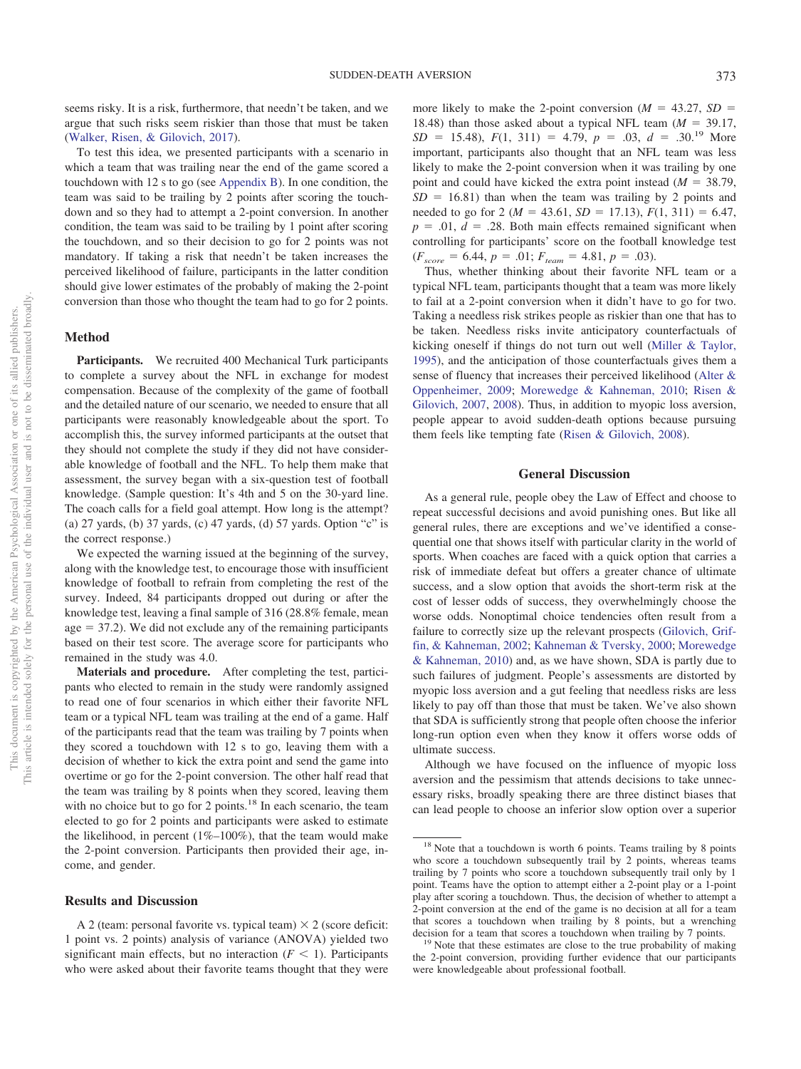seems risky. It is a risk, furthermore, that needn't be taken, and we argue that such risks seem riskier than those that must be taken (Walker, Risen, & Gilovich, 2017).

To test this idea, we presented participants with a scenario in which a team that was trailing near the end of the game scored a touchdown with 12 s to go (see Appendix B). In one condition, the team was said to be trailing by 2 points after scoring the touchdown and so they had to attempt a 2-point conversion. In another condition, the team was said to be trailing by 1 point after scoring the touchdown, and so their decision to go for 2 points was not mandatory. If taking a risk that needn't be taken increases the perceived likelihood of failure, participants in the latter condition should give lower estimates of the probably of making the 2-point conversion than those who thought the team had to go for 2 points.

## Method

**Participants.** We recruited 400 Mechanical Turk participants to complete a survey about the NFL in exchange for modest compensation. Because of the complexity of the game of football and the detailed nature of our scenario, we needed to ensure that all participants were reasonably knowledgeable about the sport. To accomplish this, the survey informed participants at the outset that they should not complete the study if they did not have considerable knowledge of football and the NFL. To help them make that assessment, the survey began with a six-question test of football knowledge. (Sample question: It's 4th and 5 on the 30-yard line. The coach calls for a field goal attempt. How long is the attempt? (a) 27 yards, (b) 37 yards, (c) 47 yards, (d) 57 yards. Option "c" is the correct response.)

We expected the warning issued at the beginning of the survey, along with the knowledge test, to encourage those with insufficient knowledge of football to refrain from completing the rest of the survey. Indeed, 84 participants dropped out during or after the knowledge test, leaving a final sample of 316 (28.8% female, mean age = 37.2). We did not exclude any of the remaining participants based on their test score. The average score for participants who remained in the study was 4.0.

**Materials and procedure.** After completing the test, participants who elected to remain in the study were randomly assigned to read one of four scenarios in which either their favorite NFL team or a typical NFL team was trailing at the end of a game. Half of the participants read that the team was trailing by 7 points when they scored a touchdown with 12 s to go, leaving them with a decision of whether to kick the extra point and send the game into overtime or go for the 2-point conversion. The other half read that the team was trailing by 8 points when they scored, leaving them with no choice but to go for 2 points.[18] In each scenario, the team elected to go for 2 points and participants were asked to estimate the likelihood, in percent (1%–100%), that the team would make the 2-point conversion. Participants then provided their age, income, and gender.

## Results and Discussion

A 2 (team: personal favorite vs. typical team) × 2 (score deficit: 1 point vs. 2 points) analysis of variance (ANOVA) yielded two significant main effects, but no interaction ($F < 1$). Participants who were asked about their favorite teams thought that they were more likely to make the 2-point conversion ($M = 43.27$, $SD = 18.48$) than those asked about a typical NFL team ($M = 39.17$, $SD = 15.48$), $F(1, 311) = 4.79$, $p = .03$, $d = .30$.[19] More important, participants also thought that an NFL team was less likely to make the 2-point conversion when it was trailing by one point and could have kicked the extra point instead ($M = 38.79$, $SD = 16.81$) than when the team was trailing by 2 points and needed to go for 2 ($M = 43.61$, $SD = 17.13$), $F(1, 311) = 6.47$, $p = .01$, $d = .28$. Both main effects remained significant when controlling for participants' score on the football knowledge test ($F_{score} = 6.44$, $p = .01$; $F_{team} = 4.81$, $p = .03$).

Thus, whether thinking about their favorite NFL team or a typical NFL team, participants thought that a team was more likely to fail at a 2-point conversion when it didn't have to go for two. Taking a needless risk strikes people as riskier than one that has to be taken. Needless risks invite anticipatory counterfactuals of kicking oneself if things do not turn out well (Miller & Taylor, 1995), and the anticipation of those counterfactuals gives them a sense of fluency that increases their perceived likelihood (Alter & Oppenheimer, 2009; Morewedge & Kahneman, 2010; Risen & Gilovich, 2007, 2008). Thus, in addition to myopic loss aversion, people appear to avoid sudden-death options because pursuing them feels like tempting fate (Risen & Gilovich, 2008).

## General Discussion

As a general rule, people obey the Law of Effect and choose to repeat successful decisions and avoid punishing ones. But like all general rules, there are exceptions and we've identified a consequential one that shows itself with particular clarity in the world of sports. When coaches are faced with a quick option that carries a risk of immediate defeat but offers a greater chance of ultimate success, and a slow option that avoids the short-term risk at the cost of lesser odds of success, they overwhelmingly choose the worse odds. Nonoptimal choice tendencies often result from a failure to correctly size up the relevant prospects (Gilovich, Griffin, & Kahneman, 2002; Kahneman & Tversky, 2000; Morewedge & Kahneman, 2010) and, as we have shown, SDA is partly due to such failures of judgment. People's assessments are distorted by myopic loss aversion and a gut feeling that needless risks are less likely to pay off than those that must be taken. We've also shown that SDA is sufficiently strong that people often choose the inferior long-run option even when they know it offers worse odds of ultimate success.

Although we have focused on the influence of myopic loss aversion and the pessimism that attends decisions to take unnecessary risks, broadly speaking there are three distinct biases that can lead people to choose an inferior slow option over a superior

[18] Note that a touchdown is worth 6 points. Teams trailing by 8 points who score a touchdown subsequently trail by 2 points, whereas teams trailing by 7 points who score a touchdown subsequently trail only by 1 point. Teams have the option to attempt either a 2-point play or a 1-point play after scoring a touchdown. Thus, the decision of whether to attempt a 2-point conversion at the end of the game is no decision at all for a team that scores a touchdown when trailing by 8 points, but a wrenching decision for a team that scores a touchdown when trailing by 7 points.

[19] Note that these estimates are close to the true probability of making the 2-point conversion, providing further evidence that our participants were knowledgeable about professional football.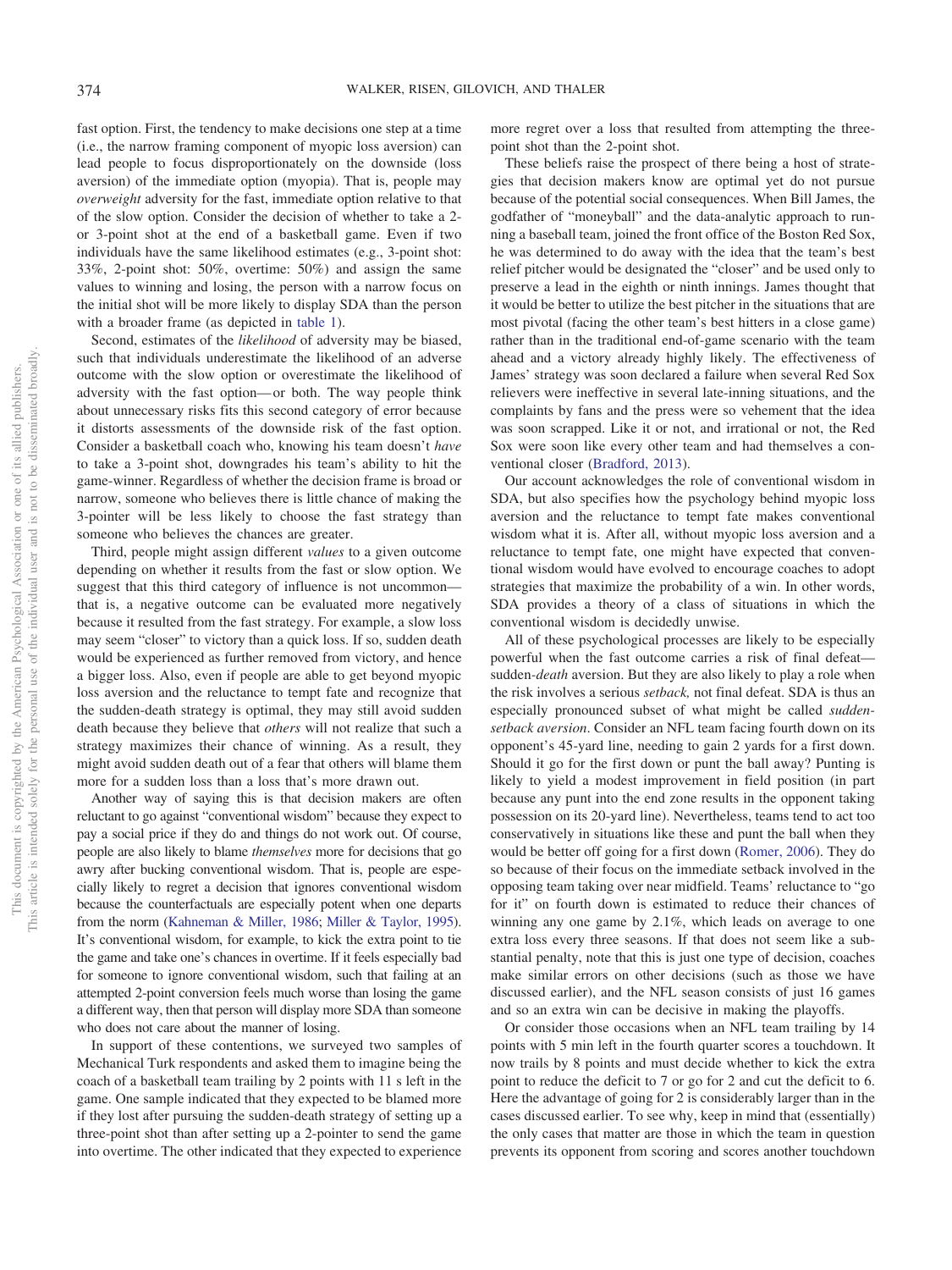fast option. First, the tendency to make decisions one step at a time (i.e., the narrow framing component of myopic loss aversion) can lead people to focus disproportionately on the downside (loss aversion) of the immediate option (myopia). That is, people may *overweight* adversity for the fast, immediate option relative to that of the slow option. Consider the decision of whether to take a 2- or 3-point shot at the end of a basketball game. Even if two individuals have the same likelihood estimates (e.g., 3-point shot: 33%, 2-point shot: 50%, overtime: 50%) and assign the same values to winning and losing, the person with a narrow focus on the initial shot will be more likely to display SDA than the person with a broader frame (as depicted in table 1).

Second, estimates of the *likelihood* of adversity may be biased, such that individuals underestimate the likelihood of an adverse outcome with the slow option or overestimate the likelihood of adversity with the fast option—or both. The way people think about unnecessary risks fits this second category of error because it distorts assessments of the downside risk of the fast option. Consider a basketball coach who, knowing his team doesn't *have* to take a 3-point shot, downgrades his team's ability to hit the game-winner. Regardless of whether the decision frame is broad or narrow, someone who believes there is little chance of making the 3-pointer will be less likely to choose the fast strategy than someone who believes the chances are greater.

Third, people might assign different *values* to a given outcome depending on whether it results from the fast or slow option. We suggest that this third category of influence is not uncommon—that is, a negative outcome can be evaluated more negatively because it resulted from the fast strategy. For example, a slow loss may seem "closer" to victory than a quick loss. If so, sudden death would be experienced as further removed from victory, and hence a bigger loss. Also, even if people are able to get beyond myopic loss aversion and the reluctance to tempt fate and recognize that the sudden-death strategy is optimal, they may still avoid sudden death because they believe that *others* will not realize that such a strategy maximizes their chance of winning. As a result, they might avoid sudden death out of a fear that others will blame them more for a sudden loss than a loss that's more drawn out.

Another way of saying this is that decision makers are often reluctant to go against "conventional wisdom" because they expect to pay a social price if they do and things do not work out. Of course, people are also likely to blame *themselves* more for decisions that go awry after bucking conventional wisdom. That is, people are especially likely to regret a decision that ignores conventional wisdom because the counterfactuals are especially potent when one departs from the norm (Kahneman & Miller, 1986; Miller & Taylor, 1995). It's conventional wisdom, for example, to kick the extra point to tie the game and take one's chances in overtime. If it feels especially bad for someone to ignore conventional wisdom, such that failing at an attempted 2-point conversion feels much worse than losing the game a different way, then that person will display more SDA than someone who does not care about the manner of losing.

In support of these contentions, we surveyed two samples of Mechanical Turk respondents and asked them to imagine being the coach of a basketball team trailing by 2 points with 11 s left in the game. One sample indicated that they expected to be blamed more if they lost after pursuing the sudden-death strategy of setting up a three-point shot than after setting up a 2-pointer to send the game into overtime. The other indicated that they expected to experience more regret over a loss that resulted from attempting the three-point shot than the 2-point shot.

These beliefs raise the prospect of there being a host of strategies that decision makers know are optimal yet do not pursue because of the potential social consequences. When Bill James, the godfather of "moneyball" and the data-analytic approach to running a baseball team, joined the front office of the Boston Red Sox, he was determined to do away with the idea that the team's best relief pitcher would be designated the "closer" and be used only to preserve a lead in the eighth or ninth innings. James thought that it would be better to utilize the best pitcher in the situations that are most pivotal (facing the other team's best hitters in a close game) rather than in the traditional end-of-game scenario with the team ahead and a victory already highly likely. The effectiveness of James' strategy was soon declared a failure when several Red Sox relievers were ineffective in several late-inning situations, and the complaints by fans and the press were so vehement that the idea was soon scrapped. Like it or not, and irrational or not, the Red Sox were soon like every other team and had themselves a conventional closer (Bradford, 2013).

Our account acknowledges the role of conventional wisdom in SDA, but also specifies how the psychology behind myopic loss aversion and the reluctance to tempt fate makes conventional wisdom what it is. After all, without myopic loss aversion and a reluctance to tempt fate, one might have expected that conventional wisdom would have evolved to encourage coaches to adopt strategies that maximize the probability of a win. In other words, SDA provides a theory of a class of situations in which the conventional wisdom is decidedly unwise.

All of these psychological processes are likely to be especially powerful when the fast outcome carries a risk of final defeat—sudden-*death* aversion. But they are also likely to play a role when the risk involves a serious *setback,* not final defeat. SDA is thus an especially pronounced subset of what might be called *sudden-setback aversion*. Consider an NFL team facing fourth down on its opponent's 45-yard line, needing to gain 2 yards for a first down. Should it go for the first down or punt the ball away? Punting is likely to yield a modest improvement in field position (in part because any punt into the end zone results in the opponent taking possession on its 20-yard line). Nevertheless, teams tend to act too conservatively in situations like these and punt the ball when they would be better off going for a first down (Romer, 2006). They do so because of their focus on the immediate setback involved in the opposing team taking over near midfield. Teams' reluctance to "go for it" on fourth down is estimated to reduce their chances of winning any one game by 2.1%, which leads on average to one extra loss every three seasons. If that does not seem like a substantial penalty, note that this is just one type of decision, coaches make similar errors on other decisions (such as those we have discussed earlier), and the NFL season consists of just 16 games and so an extra win can be decisive in making the playoffs.

Or consider those occasions when an NFL team trailing by 14 points with 5 min left in the fourth quarter scores a touchdown. It now trails by 8 points and must decide whether to kick the extra point to reduce the deficit to 7 or go for 2 and cut the deficit to 6. Here the advantage of going for 2 is considerably larger than in the cases discussed earlier. To see why, keep in mind that (essentially) the only cases that matter are those in which the team in question prevents its opponent from scoring and scores another touchdown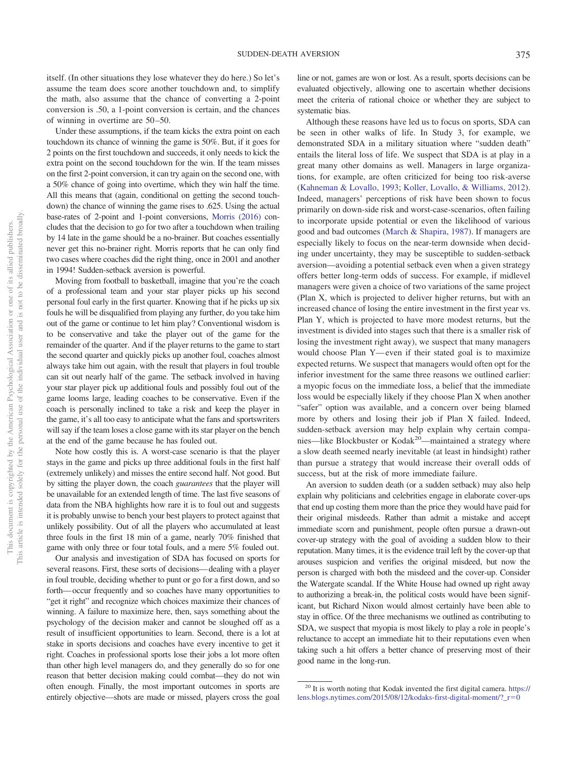itself. (In other situations they lose whatever they do here.) So let's assume the team does score another touchdown and, to simplify the math, also assume that the chance of converting a 2-point conversion is .50, a 1-point conversion is certain, and the chances of winning in overtime are 50–50.

Under these assumptions, if the team kicks the extra point on each touchdown its chance of winning the game is 50%. But, if it goes for 2 points on the first touchdown and succeeds, it only needs to kick the extra point on the second touchdown for the win. If the team misses on the first 2-point conversion, it can try again on the second one, with a 50% chance of going into overtime, which they win half the time. All this means that (again, conditional on getting the second touchdown) the chance of winning the game rises to .625. Using the actual base-rates of 2-point and 1-point conversions, Morris (2016) concludes that the decision to go for two after a touchdown when trailing by 14 late in the game should be a no-brainer. But coaches essentially never get this no-brainer right. Morris reports that he can only find two cases where coaches did the right thing, once in 2001 and another in 1994! Sudden-setback aversion is powerful.

Moving from football to basketball, imagine that you're the coach of a professional team and your star player picks up his second personal foul early in the first quarter. Knowing that if he picks up six fouls he will be disqualified from playing any further, do you take him out of the game or continue to let him play? Conventional wisdom is to be conservative and take the player out of the game for the remainder of the quarter. And if the player returns to the game to start the second quarter and quickly picks up another foul, coaches almost always take him out again, with the result that players in foul trouble can sit out nearly half of the game. The setback involved in having your star player pick up additional fouls and possibly foul out of the game looms large, leading coaches to be conservative. Even if the coach is personally inclined to take a risk and keep the player in the game, it's all too easy to anticipate what the fans and sportswriters will say if the team loses a close game with its star player on the bench at the end of the game because he has fouled out.

Note how costly this is. A worst-case scenario is that the player stays in the game and picks up three additional fouls in the first half (extremely unlikely) and misses the entire second half. Not good. But by sitting the player down, the coach *guarantees* that the player will be unavailable for an extended length of time. The last five seasons of data from the NBA highlights how rare it is to foul out and suggests it is probably unwise to bench your best players to protect against that unlikely possibility. Out of all the players who accumulated at least three fouls in the first 18 min of a game, nearly 70% finished that game with only three or four total fouls, and a mere 5% fouled out.

Our analysis and investigation of SDA has focused on sports for several reasons. First, these sorts of decisions—dealing with a player in foul trouble, deciding whether to punt or go for a first down, and so forth—occur frequently and so coaches have many opportunities to "get it right" and recognize which choices maximize their chances of winning. A failure to maximize here, then, says something about the psychology of the decision maker and cannot be sloughed off as a result of insufficient opportunities to learn. Second, there is a lot at stake in sports decisions and coaches have every incentive to get it right. Coaches in professional sports lose their jobs a lot more often than other high level managers do, and they generally do so for one reason that better decision making could combat—they do not win often enough. Finally, the most important outcomes in sports are entirely objective—shots are made or missed, players cross the goal line or not, games are won or lost. As a result, sports decisions can be evaluated objectively, allowing one to ascertain whether decisions meet the criteria of rational choice or whether they are subject to systematic bias.

Although these reasons have led us to focus on sports, SDA can be seen in other walks of life. In Study 3, for example, we demonstrated SDA in a military situation where "sudden death" entails the literal loss of life. We suspect that SDA is at play in a great many other domains as well. Managers in large organizations, for example, are often criticized for being too risk-averse (Kahneman & Lovallo, 1993; Koller, Lovallo, & Williams, 2012). Indeed, managers' perceptions of risk have been shown to focus primarily on down-side risk and worst-case-scenarios, often failing to incorporate upside potential or even the likelihood of various good and bad outcomes (March & Shapira, 1987). If managers are especially likely to focus on the near-term downside when deciding under uncertainty, they may be susceptible to sudden-setback aversion—avoiding a potential setback even when a given strategy offers better long-term odds of success. For example, if midlevel managers were given a choice of two variations of the same project (Plan X, which is projected to deliver higher returns, but with an increased chance of losing the entire investment in the first year vs. Plan Y, which is projected to have more modest returns, but the investment is divided into stages such that there is a smaller risk of losing the investment right away), we suspect that many managers would choose Plan Y—even if their stated goal is to maximize expected returns. We suspect that managers would often opt for the inferior investment for the same three reasons we outlined earlier: a myopic focus on the immediate loss, a belief that the immediate loss would be especially likely if they choose Plan X when another "safer" option was available, and a concern over being blamed more by others and losing their job if Plan X failed. Indeed, sudden-setback aversion may help explain why certain companies—like Blockbuster or Kodak[20]—maintained a strategy where a slow death seemed nearly inevitable (at least in hindsight) rather than pursue a strategy that would increase their overall odds of success, but at the risk of more immediate failure.

An aversion to sudden death (or a sudden setback) may also help explain why politicians and celebrities engage in elaborate cover-ups that end up costing them more than the price they would have paid for their original misdeeds. Rather than admit a mistake and accept immediate scorn and punishment, people often pursue a drawn-out cover-up strategy with the goal of avoiding a sudden blow to their reputation. Many times, it is the evidence trail left by the cover-up that arouses suspicion and verifies the original misdeed, but now the person is charged with both the misdeed and the cover-up. Consider the Watergate scandal. If the White House had owned up right away to authorizing a break-in, the political costs would have been significant, but Richard Nixon would almost certainly have been able to stay in office. Of the three mechanisms we outlined as contributing to SDA, we suspect that myopia is most likely to play a role in people's reluctance to accept an immediate hit to their reputations even when taking such a hit offers a better chance of preserving most of their good name in the long-run.

[20] It is worth noting that Kodak invented the first digital camera. https://lens.blogs.nytimes.com/2015/08/12/kodaks-first-digital-moment/?_r=0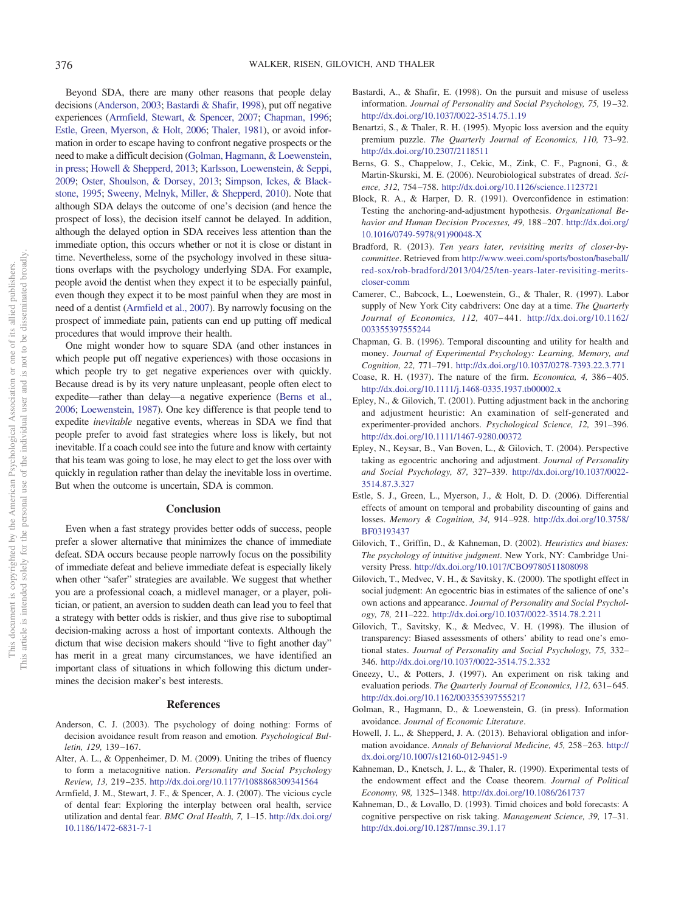Beyond SDA, there are many other reasons that people delay decisions (Anderson, 2003; Bastardi & Shafir, 1998), put off negative experiences (Armfield, Stewart, & Spencer, 2007; Chapman, 1996; Estle, Green, Myerson, & Holt, 2006; Thaler, 1981), or avoid information in order to escape having to confront negative prospects or the need to make a difficult decision (Golman, Hagmann, & Loewenstein, in press; Howell & Shepperd, 2013; Karlsson, Loewenstein, & Seppi, 2009; Oster, Shoulson, & Dorsey, 2013; Simpson, Ickes, & Blackstone, 1995; Sweeny, Melnyk, Miller, & Shepperd, 2010). Note that although SDA delays the outcome of one's decision (and hence the prospect of loss), the decision itself cannot be delayed. In addition, although the delayed option in SDA receives less attention than the immediate option, this occurs whether or not it is close or distant in time. Nevertheless, some of the psychology involved in these situations overlaps with the psychology underlying SDA. For example, people avoid the dentist when they expect it to be especially painful, even though they expect it to be most painful when they are most in need of a dentist (Armfield et al., 2007). By narrowly focusing on the prospect of immediate pain, patients can end up putting off medical procedures that would improve their health.

One might wonder how to square SDA (and other instances in which people put off negative experiences) with those occasions in which people try to get negative experiences over with quickly. Because dread is by its very nature unpleasant, people often elect to expedite—rather than delay—a negative experience (Berns et al., 2006; Loewenstein, 1987). One key difference is that people tend to expedite *inevitable* negative events, whereas in SDA we find that people prefer to avoid fast strategies where loss is likely, but not inevitable. If a coach could see into the future and know with certainty that his team was going to lose, he may elect to get the loss over with quickly in regulation rather than delay the inevitable loss in overtime. But when the outcome is uncertain, SDA is common.

## Conclusion

Even when a fast strategy provides better odds of success, people prefer a slower alternative that minimizes the chance of immediate defeat. SDA occurs because people narrowly focus on the possibility of immediate defeat and believe immediate defeat is especially likely when other "safer" strategies are available. We suggest that whether you are a professional coach, a midlevel manager, or a player, politician, or patient, an aversion to sudden death can lead you to feel that a strategy with better odds is riskier, and thus give rise to suboptimal decision-making across a host of important contexts. Although the dictum that wise decision makers should "live to fight another day" has merit in a great many circumstances, we have identified an important class of situations in which following this dictum undermines the decision maker's best interests.

## References

Anderson, C. J. (2003). The psychology of doing nothing: Forms of decision avoidance result from reason and emotion. *Psychological Bulletin, 129,* 139–167.

Alter, A. L., & Oppenheimer, D. M. (2009). Uniting the tribes of fluency to form a metacognitive nation. *Personality and Social Psychology Review, 13,* 219–235. http://dx.doi.org/10.1177/1088868309341564

Armfield, J. M., Stewart, J. F., & Spencer, A. J. (2007). The vicious cycle of dental fear: Exploring the interplay between oral health, service utilization and dental fear. *BMC Oral Health, 7,* 1–15. http://dx.doi.org/10.1186/1472-6831-7-1

Bastardi, A., & Shafir, E. (1998). On the pursuit and misuse of useless information. *Journal of Personality and Social Psychology, 75,* 19–32. http://dx.doi.org/10.1037/0022-3514.75.1.19

Benartzi, S., & Thaler, R. H. (1995). Myopic loss aversion and the equity premium puzzle. *The Quarterly Journal of Economics, 110,* 73–92. http://dx.doi.org/10.2307/2118511

Berns, G. S., Chappelow, J., Cekic, M., Zink, C. F., Pagnoni, G., & Martin-Skurski, M. E. (2006). Neurobiological substrates of dread. *Science, 312,* 754–758. http://dx.doi.org/10.1126/science.1123721

Block, R. A., & Harper, D. R. (1991). Overconfidence in estimation: Testing the anchoring-and-adjustment hypothesis. *Organizational Behavior and Human Decision Processes, 49,* 188–207. http://dx.doi.org/10.1016/0749-5978(91)90048-X

Bradford, R. (2013). *Ten years later, revisiting merits of closer-by-committee*. Retrieved from http://www.weei.com/sports/boston/baseball/red-sox/rob-bradford/2013/04/25/ten-years-later-revisiting-merits-closer-comm

Camerer, C., Babcock, L., Loewenstein, G., & Thaler, R. (1997). Labor supply of New York City cabdrivers: One day at a time. *The Quarterly Journal of Economics, 112,* 407–441. http://dx.doi.org/10.1162/003355397555244

Chapman, G. B. (1996). Temporal discounting and utility for health and money. *Journal of Experimental Psychology: Learning, Memory, and Cognition, 22,* 771–791. http://dx.doi.org/10.1037/0278-7393.22.3.771

Coase, R. H. (1937). The nature of the firm. *Economica, 4,* 386–405. http://dx.doi.org/10.1111/j.1468-0335.1937.tb00002.x

Epley, N., & Gilovich, T. (2001). Putting adjustment back in the anchoring and adjustment heuristic: An examination of self-generated and experimenter-provided anchors. *Psychological Science, 12,* 391–396. http://dx.doi.org/10.1111/1467-9280.00372

Epley, N., Keysar, B., Van Boven, L., & Gilovich, T. (2004). Perspective taking as egocentric anchoring and adjustment. *Journal of Personality and Social Psychology, 87,* 327–339. http://dx.doi.org/10.1037/0022-3514.87.3.327

Estle, S. J., Green, L., Myerson, J., & Holt, D. D. (2006). Differential effects of amount on temporal and probability discounting of gains and losses. *Memory & Cognition, 34,* 914–928. http://dx.doi.org/10.3758/BF03193437

Gilovich, T., Griffin, D., & Kahneman, D. (2002). *Heuristics and biases: The psychology of intuitive judgment*. New York, NY: Cambridge University Press. http://dx.doi.org/10.1017/CBO9780511808098

Gilovich, T., Medvec, V. H., & Savitsky, K. (2000). The spotlight effect in social judgment: An egocentric bias in estimates of the salience of one's own actions and appearance. *Journal of Personality and Social Psychology, 78,* 211–222. http://dx.doi.org/10.1037/0022-3514.78.2.211

Gilovich, T., Savitsky, K., & Medvec, V. H. (1998). The illusion of transparency: Biased assessments of others' ability to read one's emotional states. *Journal of Personality and Social Psychology, 75,* 332–346. http://dx.doi.org/10.1037/0022-3514.75.2.332

Gneezy, U., & Potters, J. (1997). An experiment on risk taking and evaluation periods. *The Quarterly Journal of Economics, 112,* 631–645. http://dx.doi.org/10.1162/003355397555217

Golman, R., Hagmann, D., & Loewenstein, G. (in press). Information avoidance. *Journal of Economic Literature*.

Howell, J. L., & Shepperd, J. A. (2013). Behavioral obligation and information avoidance. *Annals of Behavioral Medicine, 45,* 258–263. http://dx.doi.org/10.1007/s12160-012-9451-9

Kahneman, D., Knetsch, J. L., & Thaler, R. (1990). Experimental tests of the endowment effect and the Coase theorem. *Journal of Political Economy, 98,* 1325–1348. http://dx.doi.org/10.1086/261737

Kahneman, D., & Lovallo, D. (1993). Timid choices and bold forecasts: A cognitive perspective on risk taking. *Management Science, 39,* 17–31. http://dx.doi.org/10.1287/mnsc.39.1.17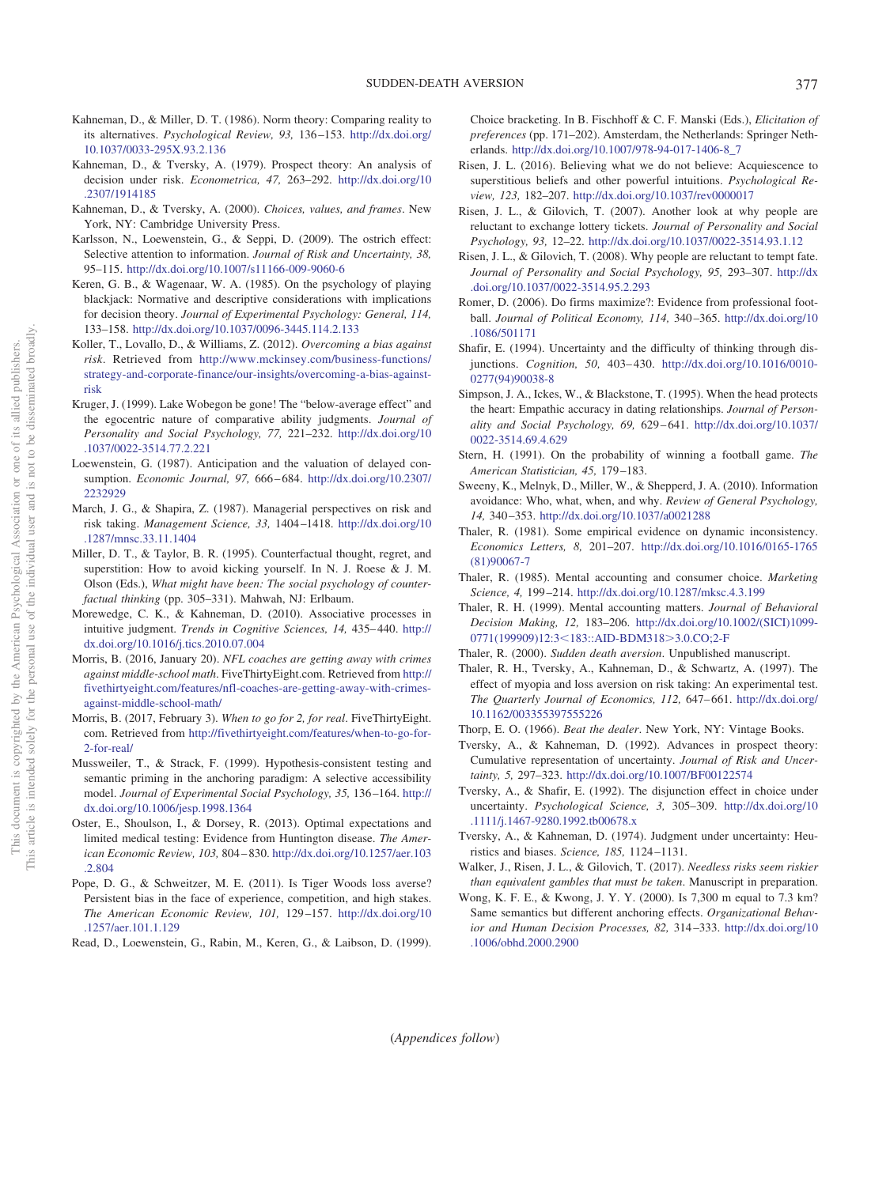Kahneman, D., & Miller, D. T. (1986). Norm theory: Comparing reality to its alternatives. *Psychological Review, 93,* 136–153. http://dx.doi.org/10.1037/0033-295X.93.2.136

Kahneman, D., & Tversky, A. (1979). Prospect theory: An analysis of decision under risk. *Econometrica, 47,* 263–292. http://dx.doi.org/10.2307/1914185

Kahneman, D., & Tversky, A. (2000). *Choices, values, and frames*. New York, NY: Cambridge University Press.

Karlsson, N., Loewenstein, G., & Seppi, D. (2009). The ostrich effect: Selective attention to information. *Journal of Risk and Uncertainty, 38,* 95–115. http://dx.doi.org/10.1007/s11166-009-9060-6

Keren, G. B., & Wagenaar, W. A. (1985). On the psychology of playing blackjack: Normative and descriptive considerations with implications for decision theory. *Journal of Experimental Psychology: General, 114,* 133–158. http://dx.doi.org/10.1037/0096-3445.114.2.133

Koller, T., Lovallo, D., & Williams, Z. (2012). *Overcoming a bias against risk*. Retrieved from http://www.mckinsey.com/business-functions/strategy-and-corporate-finance/our-insights/overcoming-a-bias-against-risk

Kruger, J. (1999). Lake Wobegon be gone! The "below-average effect" and the egocentric nature of comparative ability judgments. *Journal of Personality and Social Psychology, 77,* 221–232. http://dx.doi.org/10.1037/0022-3514.77.2.221

Loewenstein, G. (1987). Anticipation and the valuation of delayed consumption. *Economic Journal, 97,* 666–684. http://dx.doi.org/10.2307/2232929

March, J. G., & Shapira, Z. (1987). Managerial perspectives on risk and risk taking. *Management Science, 33,* 1404–1418. http://dx.doi.org/10.1287/mnsc.33.11.1404

Miller, D. T., & Taylor, B. R. (1995). Counterfactual thought, regret, and superstition: How to avoid kicking yourself. In N. J. Roese & J. M. Olson (Eds.), *What might have been: The social psychology of counterfactual thinking* (pp. 305–331). Mahwah, NJ: Erlbaum.

Morewedge, C. K., & Kahneman, D. (2010). Associative processes in intuitive judgment. *Trends in Cognitive Sciences, 14,* 435–440. http://dx.doi.org/10.1016/j.tics.2010.07.004

Morris, B. (2016, January 20). *NFL coaches are getting away with crimes against middle-school math*. FiveThirtyEight.com. Retrieved from http://fivethirtyeight.com/features/nfl-coaches-are-getting-away-with-crimes-against-middle-school-math/

Morris, B. (2017, February 3). *When to go for 2, for real*. FiveThirtyEight.com. Retrieved from http://fivethirtyeight.com/features/when-to-go-for-2-for-real/

Mussweiler, T., & Strack, F. (1999). Hypothesis-consistent testing and semantic priming in the anchoring paradigm: A selective accessibility model. *Journal of Experimental Social Psychology, 35,* 136–164. http://dx.doi.org/10.1006/jesp.1998.1364

Oster, E., Shoulson, I., & Dorsey, R. (2013). Optimal expectations and limited medical testing: Evidence from Huntington disease. *The American Economic Review, 103,* 804–830. http://dx.doi.org/10.1257/aer.103.2.804

Pope, D. G., & Schweitzer, M. E. (2011). Is Tiger Woods loss averse? Persistent bias in the face of experience, competition, and high stakes. *The American Economic Review, 101,* 129–157. http://dx.doi.org/10.1257/aer.101.1.129

Read, D., Loewenstein, G., Rabin, M., Keren, G., & Laibson, D. (1999). Choice bracketing. In B. Fischhoff & C. F. Manski (Eds.), *Elicitation of preferences* (pp. 171–202). Amsterdam, the Netherlands: Springer Netherlands. http://dx.doi.org/10.1007/978-94-017-1406-8_7

Risen, J. L. (2016). Believing what we do not believe: Acquiescence to superstitious beliefs and other powerful intuitions. *Psychological Review, 123,* 182–207. http://dx.doi.org/10.1037/rev0000017

Risen, J. L., & Gilovich, T. (2007). Another look at why people are reluctant to exchange lottery tickets. *Journal of Personality and Social Psychology, 93,* 12–22. http://dx.doi.org/10.1037/0022-3514.93.1.12

Risen, J. L., & Gilovich, T. (2008). Why people are reluctant to tempt fate. *Journal of Personality and Social Psychology, 95,* 293–307. http://dx.doi.org/10.1037/0022-3514.95.2.293

Romer, D. (2006). Do firms maximize?: Evidence from professional football. *Journal of Political Economy, 114,* 340–365. http://dx.doi.org/10.1086/501171

Shafir, E. (1994). Uncertainty and the difficulty of thinking through disjunctions. *Cognition, 50,* 403–430. http://dx.doi.org/10.1016/0010-0277(94)90038-8

Simpson, J. A., Ickes, W., & Blackstone, T. (1995). When the head protects the heart: Empathic accuracy in dating relationships. *Journal of Personality and Social Psychology, 69,* 629–641. http://dx.doi.org/10.1037/0022-3514.69.4.629

Stern, H. (1991). On the probability of winning a football game. *The American Statistician, 45,* 179–183.

Sweeny, K., Melnyk, D., Miller, W., & Shepperd, J. A. (2010). Information avoidance: Who, what, when, and why. *Review of General Psychology, 14,* 340–353. http://dx.doi.org/10.1037/a0021288

Thaler, R. (1981). Some empirical evidence on dynamic inconsistency. *Economics Letters, 8,* 201–207. http://dx.doi.org/10.1016/0165-1765(81)90067-7

Thaler, R. (1985). Mental accounting and consumer choice. *Marketing Science, 4,* 199–214. http://dx.doi.org/10.1287/mksc.4.3.199

Thaler, R. H. (1999). Mental accounting matters. *Journal of Behavioral Decision Making, 12,* 183–206. http://dx.doi.org/10.1002/(SICI)1099-0771(199909)12:3<183::AID-BDM318>3.0.CO;2-F

Thaler, R. (2000). *Sudden death aversion*. Unpublished manuscript.

Thaler, R. H., Tversky, A., Kahneman, D., & Schwartz, A. (1997). The effect of myopia and loss aversion on risk taking: An experimental test. *The Quarterly Journal of Economics, 112,* 647–661. http://dx.doi.org/10.1162/003355397555226

Thorp, E. O. (1966). *Beat the dealer*. New York, NY: Vintage Books.

Tversky, A., & Kahneman, D. (1992). Advances in prospect theory: Cumulative representation of uncertainty. *Journal of Risk and Uncertainty, 5,* 297–323. http://dx.doi.org/10.1007/BF00122574

Tversky, A., & Shafir, E. (1992). The disjunction effect in choice under uncertainty. *Psychological Science, 3,* 305–309. http://dx.doi.org/10.1111/j.1467-9280.1992.tb00678.x

Tversky, A., & Kahneman, D. (1974). Judgment under uncertainty: Heuristics and biases. *Science, 185,* 1124–1131.

Walker, J., Risen, J. L., & Gilovich, T. (2017). *Needless risks seem riskier than equivalent gambles that must be taken*. Manuscript in preparation.

Wong, K. F. E., & Kwong, J. Y. Y. (2000). Is 7,300 m equal to 7.3 km? Same semantics but different anchoring effects. *Organizational Behavior and Human Decision Processes, 82,* 314–333. http://dx.doi.org/10.1006/obhd.2000.2900

(*Appendices follow*)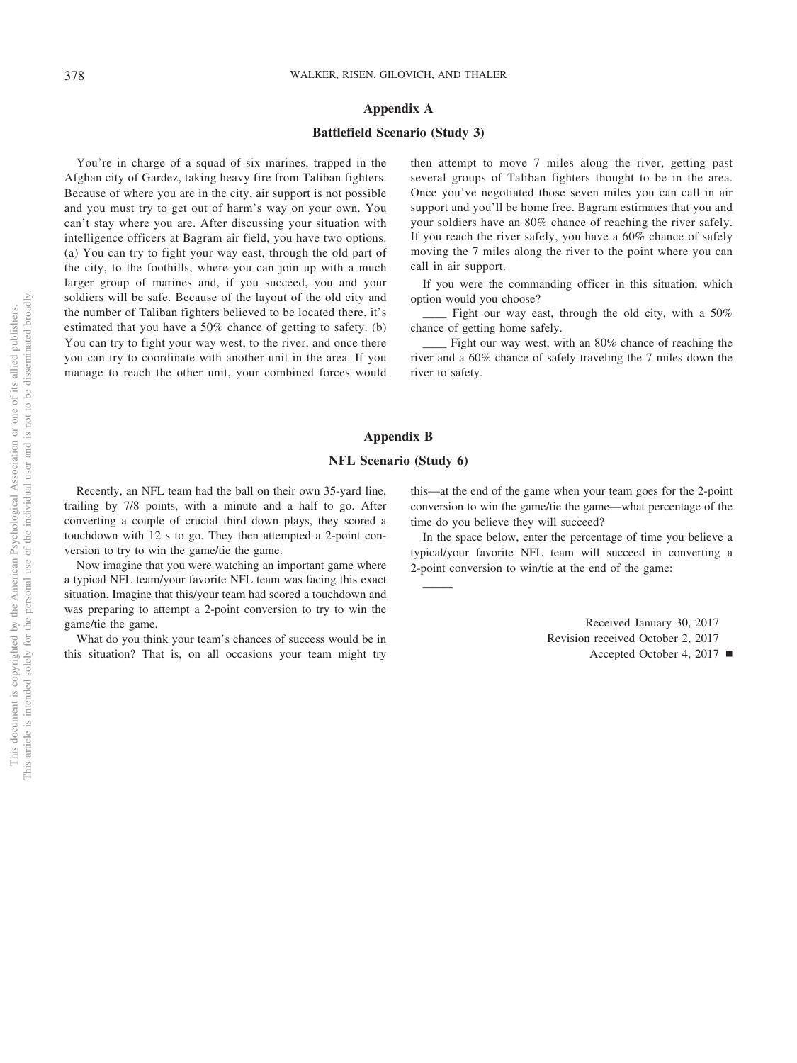## Appendix A

### Battlefield Scenario (Study 3)

You're in charge of a squad of six marines, trapped in the Afghan city of Gardez, taking heavy fire from Taliban fighters. Because of where you are in the city, air support is not possible and you must try to get out of harm's way on your own. You can't stay where you are. After discussing your situation with intelligence officers at Bagram air field, you have two options. (a) You can try to fight your way east, through the old part of the city, to the foothills, where you can join up with a much larger group of marines and, if you succeed, you and your soldiers will be safe. Because of the layout of the old city and the number of Taliban fighters believed to be located there, it's estimated that you have a 50% chance of getting to safety. (b) You can try to fight your way west, to the river, and once there you can try to coordinate with another unit in the area. If you manage to reach the other unit, your combined forces would then attempt to move 7 miles along the river, getting past several groups of Taliban fighters thought to be in the area. Once you've negotiated those seven miles you can call in air support and you'll be home free. Bagram estimates that you and your soldiers have an 80% chance of reaching the river safely. If you reach the river safely, you have a 60% chance of safely moving the 7 miles along the river to the point where you can call in air support.

If you were the commanding officer in this situation, which option would you choose?

____ Fight our way east, through the old city, with a 50% chance of getting home safely.

____ Fight our way west, with an 80% chance of reaching the river and a 60% chance of safely traveling the 7 miles down the river to safety.

## Appendix B

### NFL Scenario (Study 6)

Recently, an NFL team had the ball on their own 35-yard line, trailing by 7/8 points, with a minute and a half to go. After converting a couple of crucial third down plays, they scored a touchdown with 12 s to go. They then attempted a 2-point conversion to try to win the game/tie the game.

Now imagine that you were watching an important game where a typical NFL team/your favorite NFL team was facing this exact situation. Imagine that this/your team had scored a touchdown and was preparing to attempt a 2-point conversion to try to win the game/tie the game.

What do you think your team's chances of success would be in this situation? That is, on all occasions your team might try this—at the end of the game when your team goes for the 2-point conversion to win the game/tie the game—what percentage of the time do you believe they will succeed?

In the space below, enter the percentage of time you believe a typical/your favorite NFL team will succeed in converting a 2-point conversion to win/tie at the end of the game:

_____

Received January 30, 2017
Revision received October 2, 2017
Accepted October 4, 2017 ■